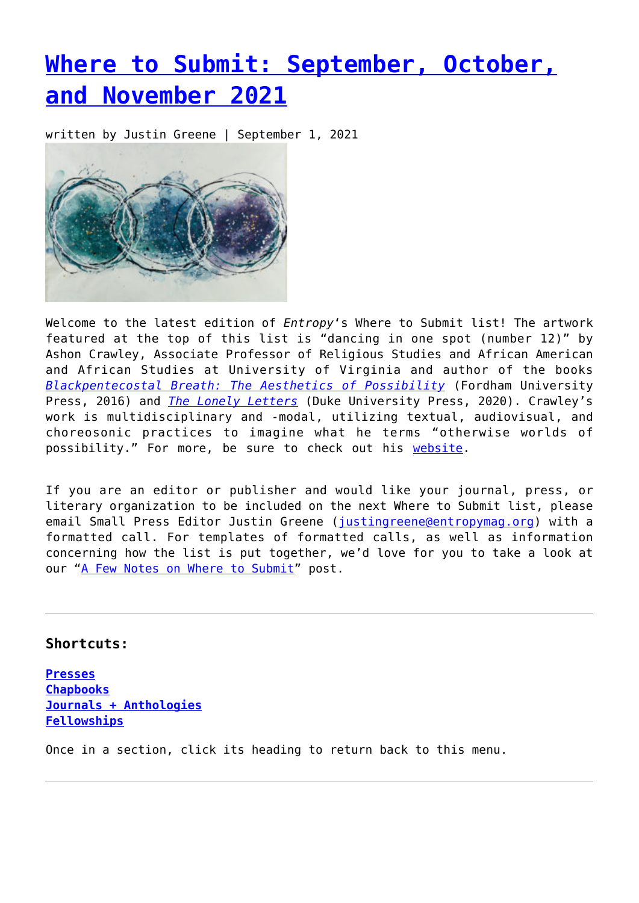# Where to Submit: September, October, and November 2021

written by Justin Greene | September 1, 2021

Welcome to the latest edition of *Entropy*'s Where to Submit list! The artwork featured at the top of this list is "dancing in one spot (number 12)" by Ashon Crawley, Associate Professor of Religious Studies and African American and African Studies at University of Virginia and author of the books *Blackpentecostal Breath: The Aesthetics of Possibility* (Fordham University Press, 2016) and *The Lonely Letters* (Duke University Press, 2020). Crawley's work is multidisciplinary and -modal, utilizing textual, audiovisual, and choreosonic practices to imagine what he terms "otherwise worlds of possibility." For more, be sure to check out his website.

If you are an editor or publisher and would like your journal, press, or literary organization to be included on the next Where to Submit list, please email Small Press Editor Justin Greene (justingreene@entropymag.org) with a formatted call. For templates of formatted calls, as well as information concerning how the list is put together, we'd love for you to take a look at our "A Few Notes on Where to Submit" post.

---

**Shortcuts:**

**Presses**
**Chapbooks**
**Journals + Anthologies**
**Fellowships**

Once in a section, click its heading to return back to this menu.

---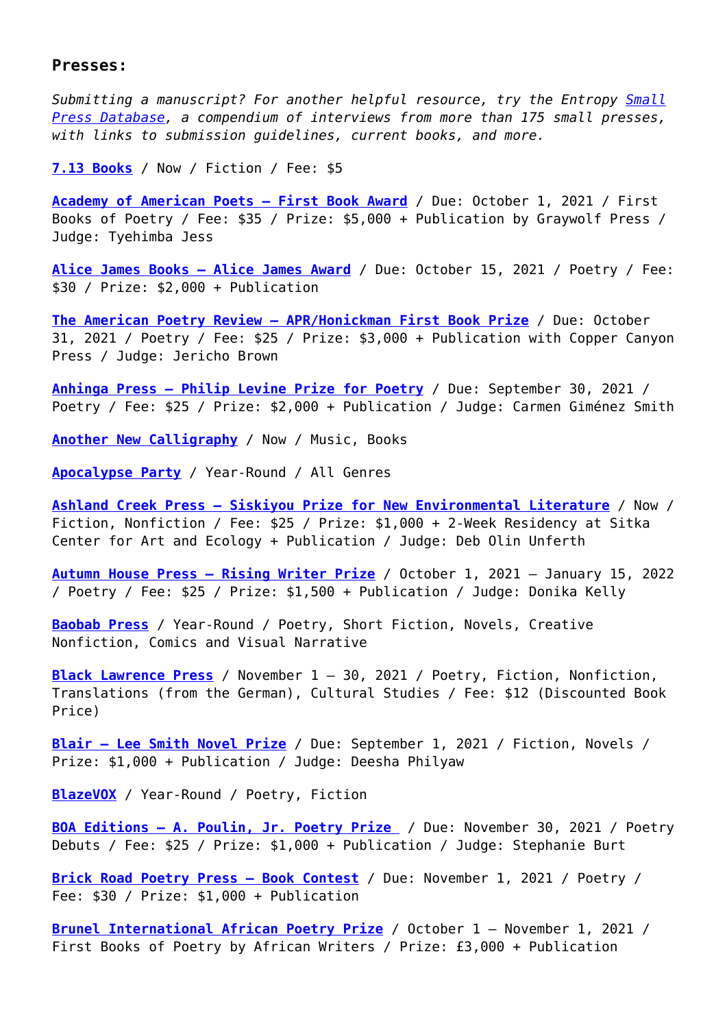### Presses:

*Submitting a manuscript? For another helpful resource, try the Entropy [Small Press Database](), a compendium of interviews from more than 175 small presses, with links to submission guidelines, current books, and more.*

**[7.13 Books]()** / Now / Fiction / Fee: $5

**[Academy of American Poets – First Book Award]()** / Due: October 1, 2021 / First Books of Poetry / Fee: $35 / Prize: $5,000 + Publication by Graywolf Press / Judge: Tyehimba Jess

**[Alice James Books – Alice James Award]()** / Due: October 15, 2021 / Poetry / Fee: $30 / Prize: $2,000 + Publication

**[The American Poetry Review – APR/Honickman First Book Prize]()** / Due: October 31, 2021 / Poetry / Fee: $25 / Prize: $3,000 + Publication with Copper Canyon Press / Judge: Jericho Brown

**[Anhinga Press – Philip Levine Prize for Poetry]()** / Due: September 30, 2021 / Poetry / Fee: $25 / Prize: $2,000 + Publication / Judge: Carmen Giménez Smith

**[Another New Calligraphy]()** / Now / Music, Books

**[Apocalypse Party]()** / Year-Round / All Genres

**[Ashland Creek Press – Siskiyou Prize for New Environmental Literature]()** / Now / Fiction, Nonfiction / Fee: $25 / Prize: $1,000 + 2-Week Residency at Sitka Center for Art and Ecology + Publication / Judge: Deb Olin Unferth

**[Autumn House Press – Rising Writer Prize]()** / October 1, 2021 – January 15, 2022 / Poetry / Fee: $25 / Prize: $1,500 + Publication / Judge: Donika Kelly

**[Baobab Press]()** / Year-Round / Poetry, Short Fiction, Novels, Creative Nonfiction, Comics and Visual Narrative

**[Black Lawrence Press]()** / November 1 – 30, 2021 / Poetry, Fiction, Nonfiction, Translations (from the German), Cultural Studies / Fee: $12 (Discounted Book Price)

**[Blair – Lee Smith Novel Prize]()** / Due: September 1, 2021 / Fiction, Novels / Prize: $1,000 + Publication / Judge: Deesha Philyaw

**[BlazeVOX]()** / Year-Round / Poetry, Fiction

**[BOA Editions – A. Poulin, Jr. Poetry Prize]()** / Due: November 30, 2021 / Poetry Debuts / Fee: $25 / Prize: $1,000 + Publication / Judge: Stephanie Burt

**[Brick Road Poetry Press – Book Contest]()** / Due: November 1, 2021 / Poetry / Fee: $30 / Prize: $1,000 + Publication

**[Brunel International African Poetry Prize]()** / October 1 – November 1, 2021 / First Books of Poetry by African Writers / Prize: £3,000 + Publication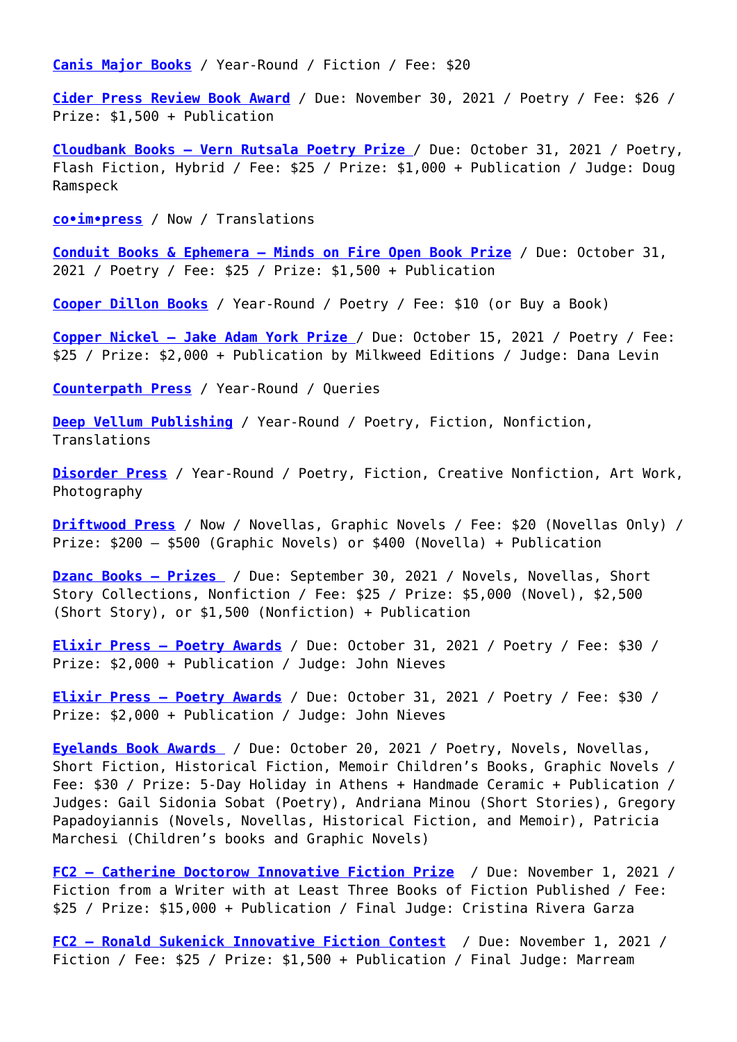**Canis Major Books** / Year-Round / Fiction / Fee: $20

**Cider Press Review Book Award** / Due: November 30, 2021 / Poetry / Fee: $26 / Prize: $1,500 + Publication

**Cloudbank Books – Vern Rutsala Poetry Prize** / Due: October 31, 2021 / Poetry, Flash Fiction, Hybrid / Fee: $25 / Prize: $1,000 + Publication / Judge: Doug Ramspeck

**co•im•press** / Now / Translations

**Conduit Books & Ephemera – Minds on Fire Open Book Prize** / Due: October 31, 2021 / Poetry / Fee: $25 / Prize: $1,500 + Publication

**Cooper Dillon Books** / Year-Round / Poetry / Fee: $10 (or Buy a Book)

**Copper Nickel – Jake Adam York Prize** / Due: October 15, 2021 / Poetry / Fee: $25 / Prize: $2,000 + Publication by Milkweed Editions / Judge: Dana Levin

**Counterpath Press** / Year-Round / Queries

**Deep Vellum Publishing** / Year-Round / Poetry, Fiction, Nonfiction, Translations

**Disorder Press** / Year-Round / Poetry, Fiction, Creative Nonfiction, Art Work, Photography

**Driftwood Press** / Now / Novellas, Graphic Novels / Fee: $20 (Novellas Only) / Prize: $200 – $500 (Graphic Novels) or $400 (Novella) + Publication

**Dzanc Books – Prizes** / Due: September 30, 2021 / Novels, Novellas, Short Story Collections, Nonfiction / Fee: $25 / Prize: $5,000 (Novel), $2,500 (Short Story), or $1,500 (Nonfiction) + Publication

**Elixir Press – Poetry Awards** / Due: October 31, 2021 / Poetry / Fee: $30 / Prize: $2,000 + Publication / Judge: John Nieves

**Elixir Press – Poetry Awards** / Due: October 31, 2021 / Poetry / Fee: $30 / Prize: $2,000 + Publication / Judge: John Nieves

**Eyelands Book Awards** / Due: October 20, 2021 / Poetry, Novels, Novellas, Short Fiction, Historical Fiction, Memoir Children's Books, Graphic Novels / Fee: $30 / Prize: 5-Day Holiday in Athens + Handmade Ceramic + Publication / Judges: Gail Sidonia Sobat (Poetry), Andriana Minou (Short Stories), Gregory Papadoyiannis (Novels, Novellas, Historical Fiction, and Memoir), Patricia Marchesi (Children's books and Graphic Novels)

**FC2 – Catherine Doctorow Innovative Fiction Prize** / Due: November 1, 2021 / Fiction from a Writer with at Least Three Books of Fiction Published / Fee: $25 / Prize: $15,000 + Publication / Final Judge: Cristina Rivera Garza

**FC2 – Ronald Sukenick Innovative Fiction Contest** / Due: November 1, 2021 / Fiction / Fee: $25 / Prize: $1,500 + Publication / Final Judge: Marream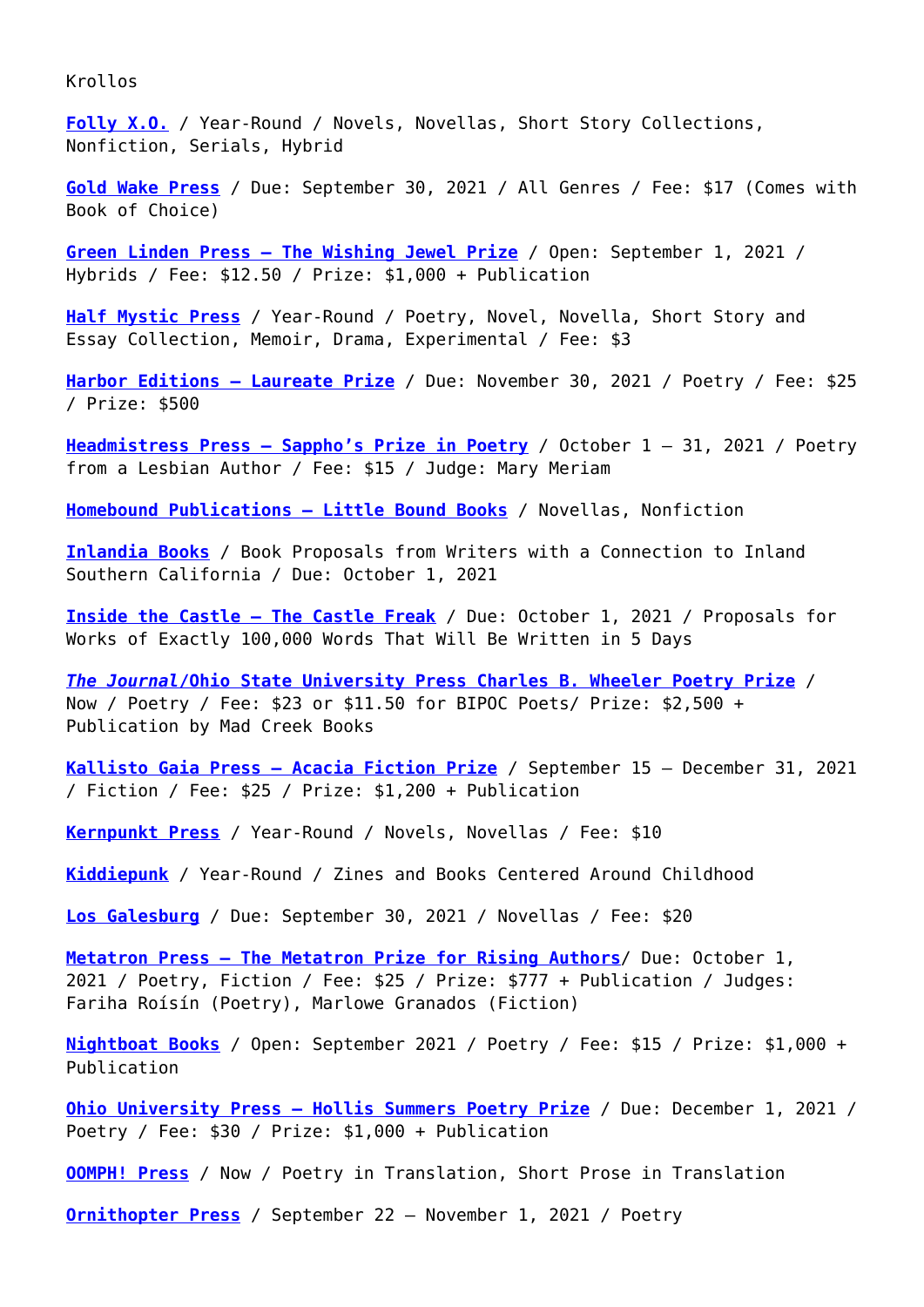Krollos

**Folly X.O.** / Year-Round / Novels, Novellas, Short Story Collections, Nonfiction, Serials, Hybrid

**Gold Wake Press** / Due: September 30, 2021 / All Genres / Fee: $17 (Comes with Book of Choice)

**Green Linden Press – The Wishing Jewel Prize** / Open: September 1, 2021 / Hybrids / Fee: $12.50 / Prize: $1,000 + Publication

**Half Mystic Press** / Year-Round / Poetry, Novel, Novella, Short Story and Essay Collection, Memoir, Drama, Experimental / Fee: $3

**Harbor Editions – Laureate Prize** / Due: November 30, 2021 / Poetry / Fee: $25 / Prize: $500

**Headmistress Press – Sappho's Prize in Poetry** / October 1 – 31, 2021 / Poetry from a Lesbian Author / Fee: $15 / Judge: Mary Meriam

**Homebound Publications – Little Bound Books** / Novellas, Nonfiction

**Inlandia Books** / Book Proposals from Writers with a Connection to Inland Southern California / Due: October 1, 2021

**Inside the Castle – The Castle Freak** / Due: October 1, 2021 / Proposals for Works of Exactly 100,000 Words That Will Be Written in 5 Days

***The Journal*/Ohio State University Press Charles B. Wheeler Poetry Prize** / Now / Poetry / Fee: $23 or $11.50 for BIPOC Poets/ Prize: $2,500 + Publication by Mad Creek Books

**Kallisto Gaia Press – Acacia Fiction Prize** / September 15 – December 31, 2021 / Fiction / Fee: $25 / Prize: $1,200 + Publication

**Kernpunkt Press** / Year-Round / Novels, Novellas / Fee: $10

**Kiddiepunk** / Year-Round / Zines and Books Centered Around Childhood

**Los Galesburg** / Due: September 30, 2021 / Novellas / Fee: $20

**Metatron Press – The Metatron Prize for Rising Authors**/ Due: October 1, 2021 / Poetry, Fiction / Fee: $25 / Prize: $777 + Publication / Judges: Fariha Roísín (Poetry), Marlowe Granados (Fiction)

**Nightboat Books** / Open: September 2021 / Poetry / Fee: $15 / Prize: $1,000 + Publication

**Ohio University Press – Hollis Summers Poetry Prize** / Due: December 1, 2021 / Poetry / Fee: $30 / Prize: $1,000 + Publication

**OOMPH! Press** / Now / Poetry in Translation, Short Prose in Translation

**Ornithopter Press** / September 22 – November 1, 2021 / Poetry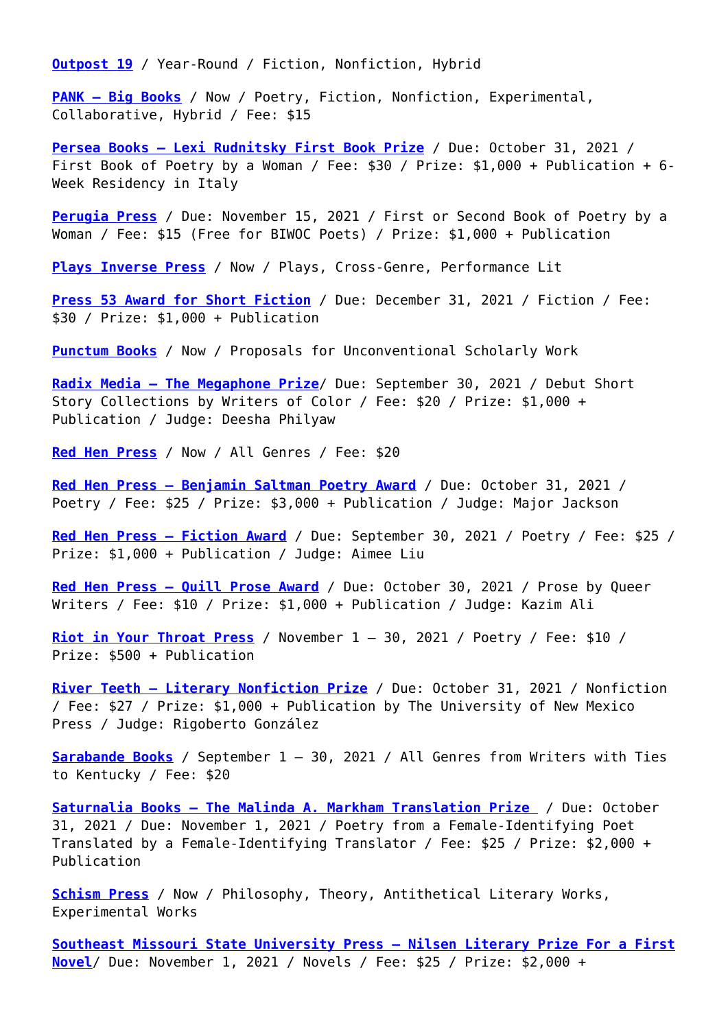**Outpost 19** / Year-Round / Fiction, Nonfiction, Hybrid

**PANK – Big Books** / Now / Poetry, Fiction, Nonfiction, Experimental, Collaborative, Hybrid / Fee: $15

**Persea Books – Lexi Rudnitsky First Book Prize** / Due: October 31, 2021 / First Book of Poetry by a Woman / Fee: $30 / Prize: $1,000 + Publication + 6-Week Residency in Italy

**Perugia Press** / Due: November 15, 2021 / First or Second Book of Poetry by a Woman / Fee: $15 (Free for BIWOC Poets) / Prize: $1,000 + Publication

**Plays Inverse Press** / Now / Plays, Cross-Genre, Performance Lit

**Press 53 Award for Short Fiction** / Due: December 31, 2021 / Fiction / Fee: $30 / Prize: $1,000 + Publication

**Punctum Books** / Now / Proposals for Unconventional Scholarly Work

**Radix Media – The Megaphone Prize**/ Due: September 30, 2021 / Debut Short Story Collections by Writers of Color / Fee: $20 / Prize: $1,000 + Publication / Judge: Deesha Philyaw

**Red Hen Press** / Now / All Genres / Fee: $20

**Red Hen Press – Benjamin Saltman Poetry Award** / Due: October 31, 2021 / Poetry / Fee: $25 / Prize: $3,000 + Publication / Judge: Major Jackson

**Red Hen Press – Fiction Award** / Due: September 30, 2021 / Poetry / Fee: $25 / Prize: $1,000 + Publication / Judge: Aimee Liu

**Red Hen Press – Quill Prose Award** / Due: October 30, 2021 / Prose by Queer Writers / Fee: $10 / Prize: $1,000 + Publication / Judge: Kazim Ali

**Riot in Your Throat Press** / November 1 – 30, 2021 / Poetry / Fee: $10 / Prize: $500 + Publication

**River Teeth – Literary Nonfiction Prize** / Due: October 31, 2021 / Nonfiction / Fee: $27 / Prize: $1,000 + Publication by The University of New Mexico Press / Judge: Rigoberto González

**Sarabande Books** / September 1 – 30, 2021 / All Genres from Writers with Ties to Kentucky / Fee: $20

**Saturnalia Books – The Malinda A. Markham Translation Prize** / Due: October 31, 2021 / Due: November 1, 2021 / Poetry from a Female-Identifying Poet Translated by a Female-Identifying Translator / Fee: $25 / Prize: $2,000 + Publication

**Schism Press** / Now / Philosophy, Theory, Antithetical Literary Works, Experimental Works

**Southeast Missouri State University Press – Nilsen Literary Prize For a First Novel**/ Due: November 1, 2021 / Novels / Fee: $25 / Prize: $2,000 +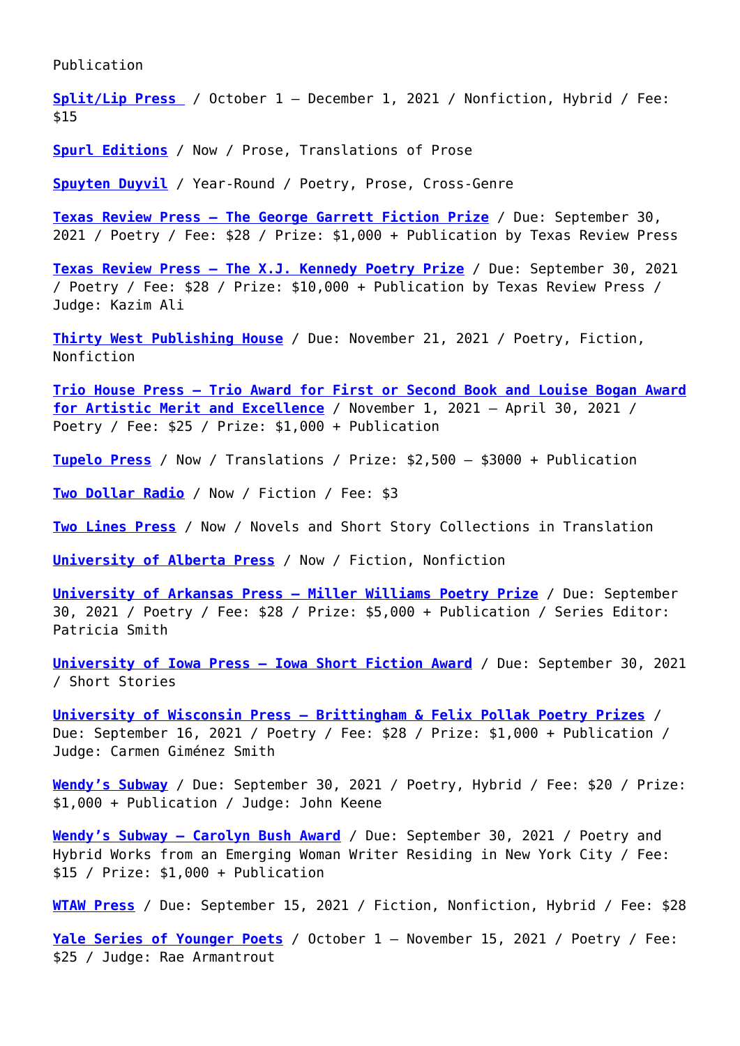Publication

**Split/Lip Press** / October 1 – December 1, 2021 / Nonfiction, Hybrid / Fee: $15

**Spurl Editions** / Now / Prose, Translations of Prose

**Spuyten Duyvil** / Year-Round / Poetry, Prose, Cross-Genre

**Texas Review Press – The George Garrett Fiction Prize** / Due: September 30, 2021 / Poetry / Fee: $28 / Prize: $1,000 + Publication by Texas Review Press

**Texas Review Press – The X.J. Kennedy Poetry Prize** / Due: September 30, 2021 / Poetry / Fee: $28 / Prize: $10,000 + Publication by Texas Review Press / Judge: Kazim Ali

**Thirty West Publishing House** / Due: November 21, 2021 / Poetry, Fiction, Nonfiction

**Trio House Press – Trio Award for First or Second Book and Louise Bogan Award for Artistic Merit and Excellence** / November 1, 2021 – April 30, 2021 / Poetry / Fee: $25 / Prize: $1,000 + Publication

**Tupelo Press** / Now / Translations / Prize: $2,500 – $3000 + Publication

**Two Dollar Radio** / Now / Fiction / Fee: $3

**Two Lines Press** / Now / Novels and Short Story Collections in Translation

**University of Alberta Press** / Now / Fiction, Nonfiction

**University of Arkansas Press – Miller Williams Poetry Prize** / Due: September 30, 2021 / Poetry / Fee: $28 / Prize: $5,000 + Publication / Series Editor: Patricia Smith

**University of Iowa Press – Iowa Short Fiction Award** / Due: September 30, 2021 / Short Stories

**University of Wisconsin Press – Brittingham & Felix Pollak Poetry Prizes** / Due: September 16, 2021 / Poetry / Fee: $28 / Prize: $1,000 + Publication / Judge: Carmen Giménez Smith

**Wendy's Subway** / Due: September 30, 2021 / Poetry, Hybrid / Fee: $20 / Prize: $1,000 + Publication / Judge: John Keene

**Wendy's Subway – Carolyn Bush Award** / Due: September 30, 2021 / Poetry and Hybrid Works from an Emerging Woman Writer Residing in New York City / Fee: $15 / Prize: $1,000 + Publication

**WTAW Press** / Due: September 15, 2021 / Fiction, Nonfiction, Hybrid / Fee: $28

**Yale Series of Younger Poets** / October 1 – November 15, 2021 / Poetry / Fee: $25 / Judge: Rae Armantrout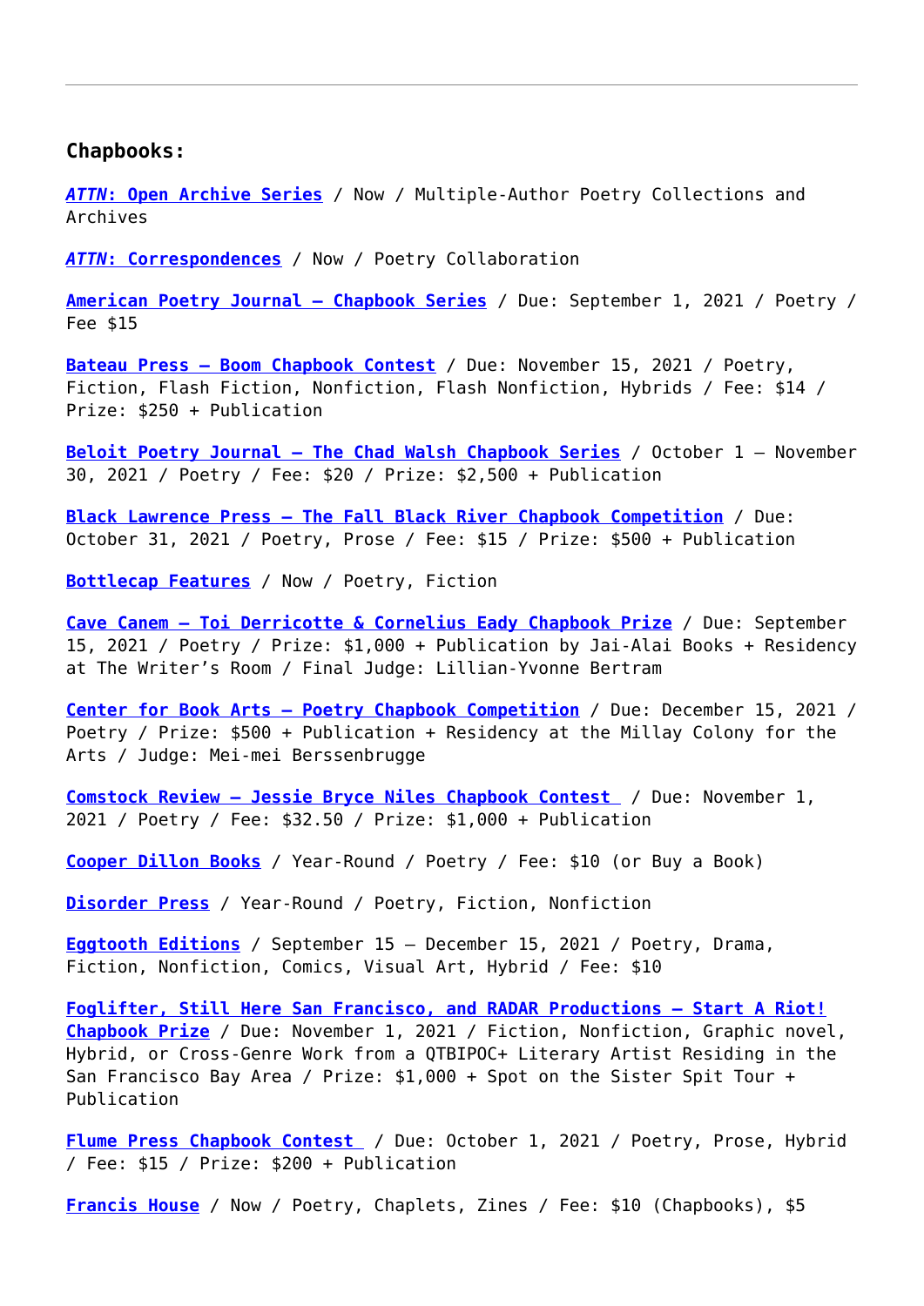### Chapbooks:

[***ATTN*: Open Archive Series**] / Now / Multiple-Author Poetry Collections and Archives

[***ATTN*: Correspondences**] / Now / Poetry Collaboration

**American Poetry Journal – Chapbook Series** / Due: September 1, 2021 / Poetry / Fee $15

**Bateau Press – Boom Chapbook Contest** / Due: November 15, 2021 / Poetry, Fiction, Flash Fiction, Nonfiction, Flash Nonfiction, Hybrids / Fee: $14 / Prize: $250 + Publication

**Beloit Poetry Journal – The Chad Walsh Chapbook Series** / October 1 – November 30, 2021 / Poetry / Fee: $20 / Prize: $2,500 + Publication

**Black Lawrence Press – The Fall Black River Chapbook Competition** / Due: October 31, 2021 / Poetry, Prose / Fee: $15 / Prize: $500 + Publication

**Bottlecap Features** / Now / Poetry, Fiction

**Cave Canem – Toi Derricotte & Cornelius Eady Chapbook Prize** / Due: September 15, 2021 / Poetry / Prize: $1,000 + Publication by Jai-Alai Books + Residency at The Writer's Room / Final Judge: Lillian-Yvonne Bertram

**Center for Book Arts – Poetry Chapbook Competition** / Due: December 15, 2021 / Poetry / Prize: $500 + Publication + Residency at the Millay Colony for the Arts / Judge: Mei-mei Berssenbrugge

**Comstock Review – Jessie Bryce Niles Chapbook Contest** / Due: November 1, 2021 / Poetry / Fee: $32.50 / Prize: $1,000 + Publication

**Cooper Dillon Books** / Year-Round / Poetry / Fee: $10 (or Buy a Book)

**Disorder Press** / Year-Round / Poetry, Fiction, Nonfiction

**Eggtooth Editions** / September 15 – December 15, 2021 / Poetry, Drama, Fiction, Nonfiction, Comics, Visual Art, Hybrid / Fee: $10

**Foglifter, Still Here San Francisco, and RADAR Productions – Start A Riot! Chapbook Prize** / Due: November 1, 2021 / Fiction, Nonfiction, Graphic novel, Hybrid, or Cross-Genre Work from a QTBIPOC+ Literary Artist Residing in the San Francisco Bay Area / Prize: $1,000 + Spot on the Sister Spit Tour + Publication

**Flume Press Chapbook Contest** / Due: October 1, 2021 / Poetry, Prose, Hybrid / Fee: $15 / Prize: $200 + Publication

**Francis House** / Now / Poetry, Chaplets, Zines / Fee: $10 (Chapbooks), $5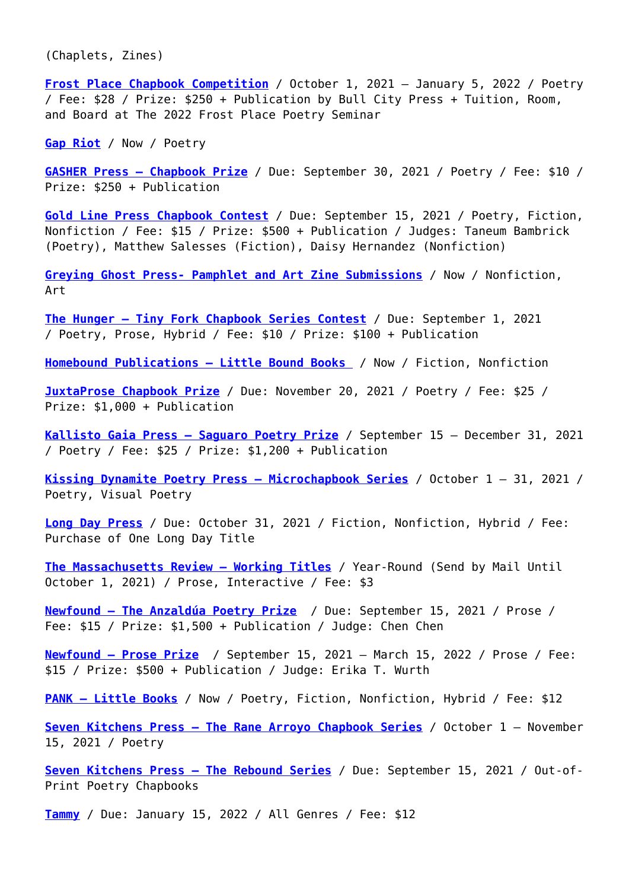(Chaplets, Zines)

**Frost Place Chapbook Competition** / October 1, 2021 – January 5, 2022 / Poetry / Fee: $28 / Prize: $250 + Publication by Bull City Press + Tuition, Room, and Board at The 2022 Frost Place Poetry Seminar

**Gap Riot** / Now / Poetry

**GASHER Press – Chapbook Prize** / Due: September 30, 2021 / Poetry / Fee: $10 / Prize: $250 + Publication

**Gold Line Press Chapbook Contest** / Due: September 15, 2021 / Poetry, Fiction, Nonfiction / Fee: $15 / Prize: $500 + Publication / Judges: Taneum Bambrick (Poetry), Matthew Salesses (Fiction), Daisy Hernandez (Nonfiction)

**Greying Ghost Press- Pamphlet and Art Zine Submissions** / Now / Nonfiction, Art

**The Hunger – Tiny Fork Chapbook Series Contest** / Due: September 1, 2021 / Poetry, Prose, Hybrid / Fee: $10 / Prize: $100 + Publication

**Homebound Publications – Little Bound Books** / Now / Fiction, Nonfiction

**JuxtaProse Chapbook Prize** / Due: November 20, 2021 / Poetry / Fee: $25 / Prize: $1,000 + Publication

**Kallisto Gaia Press – Saguaro Poetry Prize** / September 15 – December 31, 2021 / Poetry / Fee: $25 / Prize: $1,200 + Publication

**Kissing Dynamite Poetry Press – Microchapbook Series** / October 1 – 31, 2021 / Poetry, Visual Poetry

**Long Day Press** / Due: October 31, 2021 / Fiction, Nonfiction, Hybrid / Fee: Purchase of One Long Day Title

**The Massachusetts Review – Working Titles** / Year-Round (Send by Mail Until October 1, 2021) / Prose, Interactive / Fee: $3

**Newfound – The Anzaldúa Poetry Prize** / Due: September 15, 2021 / Prose / Fee: $15 / Prize: $1,500 + Publication / Judge: Chen Chen

**Newfound – Prose Prize** / September 15, 2021 – March 15, 2022 / Prose / Fee: $15 / Prize: $500 + Publication / Judge: Erika T. Wurth

**PANK – Little Books** / Now / Poetry, Fiction, Nonfiction, Hybrid / Fee: $12

**Seven Kitchens Press – The Rane Arroyo Chapbook Series** / October 1 – November 15, 2021 / Poetry

**Seven Kitchens Press – The Rebound Series** / Due: September 15, 2021 / Out-of-Print Poetry Chapbooks

**Tammy** / Due: January 15, 2022 / All Genres / Fee: $12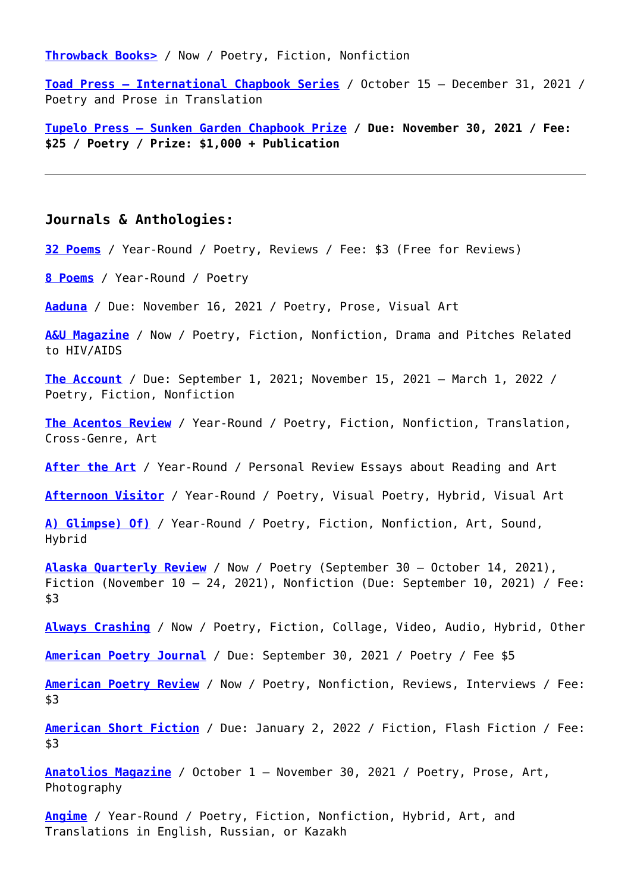**Throwback Books>** / Now / Poetry, Fiction, Nonfiction

**Toad Press – International Chapbook Series** / October 15 – December 31, 2021 / Poetry and Prose in Translation

**Tupelo Press – Sunken Garden Chapbook Prize / Due: November 30, 2021 / Fee: $25 / Poetry / Prize: $1,000 + Publication**

---

### Journals & Anthologies:

**32 Poems** / Year-Round / Poetry, Reviews / Fee: $3 (Free for Reviews)

**8 Poems** / Year-Round / Poetry

**Aaduna** / Due: November 16, 2021 / Poetry, Prose, Visual Art

**A&U Magazine** / Now / Poetry, Fiction, Nonfiction, Drama and Pitches Related to HIV/AIDS

**The Account** / Due: September 1, 2021; November 15, 2021 – March 1, 2022 / Poetry, Fiction, Nonfiction

**The Acentos Review** / Year-Round / Poetry, Fiction, Nonfiction, Translation, Cross-Genre, Art

**After the Art** / Year-Round / Personal Review Essays about Reading and Art

**Afternoon Visitor** / Year-Round / Poetry, Visual Poetry, Hybrid, Visual Art

**A) Glimpse) Of)** / Year-Round / Poetry, Fiction, Nonfiction, Art, Sound, Hybrid

**Alaska Quarterly Review** / Now / Poetry (September 30 – October 14, 2021), Fiction (November 10 – 24, 2021), Nonfiction (Due: September 10, 2021) / Fee: $3

**Always Crashing** / Now / Poetry, Fiction, Collage, Video, Audio, Hybrid, Other

**American Poetry Journal** / Due: September 30, 2021 / Poetry / Fee $5

**American Poetry Review** / Now / Poetry, Nonfiction, Reviews, Interviews / Fee: $3

**American Short Fiction** / Due: January 2, 2022 / Fiction, Flash Fiction / Fee: $3

**Anatolios Magazine** / October 1 – November 30, 2021 / Poetry, Prose, Art, Photography

**Angime** / Year-Round / Poetry, Fiction, Nonfiction, Hybrid, Art, and Translations in English, Russian, or Kazakh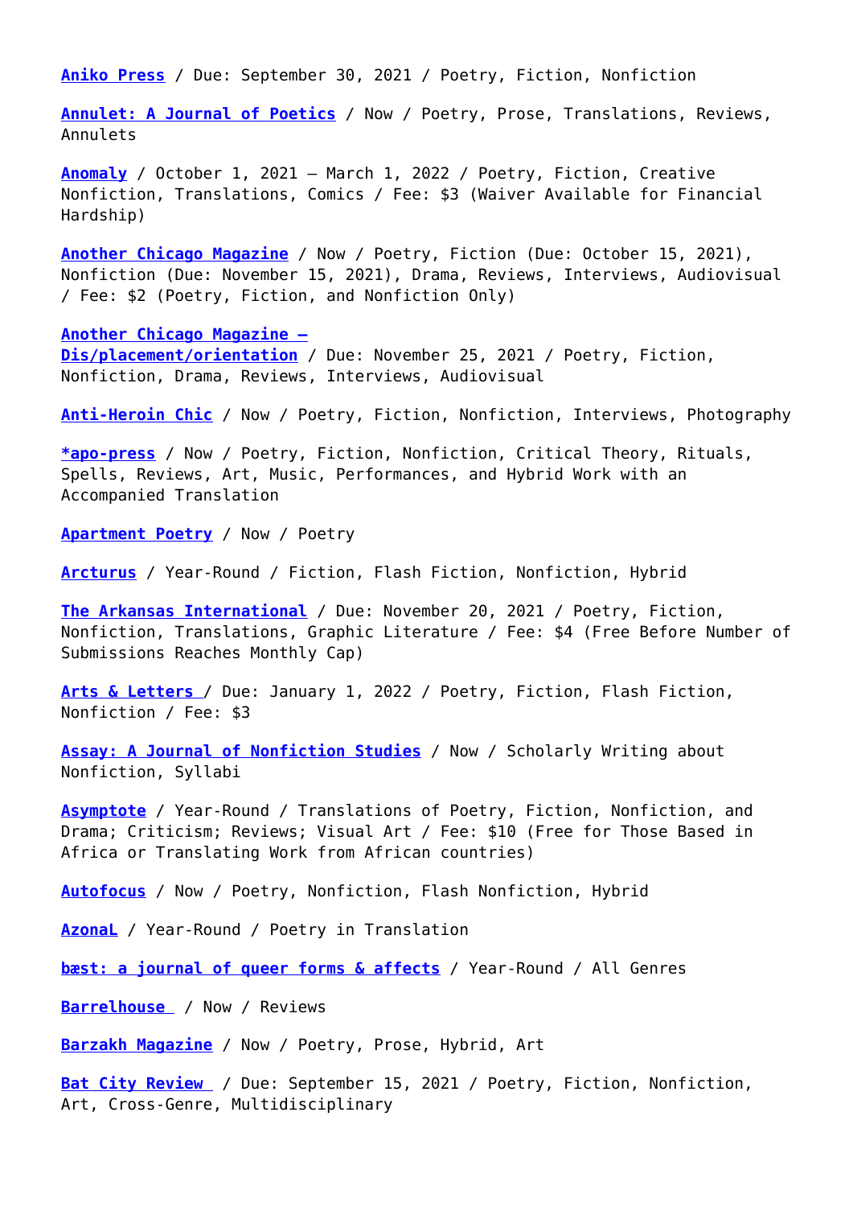**Aniko Press** / Due: September 30, 2021 / Poetry, Fiction, Nonfiction

**Annulet: A Journal of Poetics** / Now / Poetry, Prose, Translations, Reviews, Annulets

**Anomaly** / October 1, 2021 – March 1, 2022 / Poetry, Fiction, Creative Nonfiction, Translations, Comics / Fee: $3 (Waiver Available for Financial Hardship)

**Another Chicago Magazine** / Now / Poetry, Fiction (Due: October 15, 2021), Nonfiction (Due: November 15, 2021), Drama, Reviews, Interviews, Audiovisual / Fee: $2 (Poetry, Fiction, and Nonfiction Only)

**Another Chicago Magazine – Dis/placement/orientation** / Due: November 25, 2021 / Poetry, Fiction, Nonfiction, Drama, Reviews, Interviews, Audiovisual

**Anti-Heroin Chic** / Now / Poetry, Fiction, Nonfiction, Interviews, Photography

***apo-press** / Now / Poetry, Fiction, Nonfiction, Critical Theory, Rituals, Spells, Reviews, Art, Music, Performances, and Hybrid Work with an Accompanied Translation

**Apartment Poetry** / Now / Poetry

**Arcturus** / Year-Round / Fiction, Flash Fiction, Nonfiction, Hybrid

**The Arkansas International** / Due: November 20, 2021 / Poetry, Fiction, Nonfiction, Translations, Graphic Literature / Fee: $4 (Free Before Number of Submissions Reaches Monthly Cap)

**Arts & Letters** / Due: January 1, 2022 / Poetry, Fiction, Flash Fiction, Nonfiction / Fee: $3

**Assay: A Journal of Nonfiction Studies** / Now / Scholarly Writing about Nonfiction, Syllabi

**Asymptote** / Year-Round / Translations of Poetry, Fiction, Nonfiction, and Drama; Criticism; Reviews; Visual Art / Fee: $10 (Free for Those Based in Africa or Translating Work from African countries)

**Autofocus** / Now / Poetry, Nonfiction, Flash Nonfiction, Hybrid

**AzonaL** / Year-Round / Poetry in Translation

**bæst: a journal of queer forms & affects** / Year-Round / All Genres

**Barrelhouse** / Now / Reviews

**Barzakh Magazine** / Now / Poetry, Prose, Hybrid, Art

**Bat City Review** / Due: September 15, 2021 / Poetry, Fiction, Nonfiction, Art, Cross-Genre, Multidisciplinary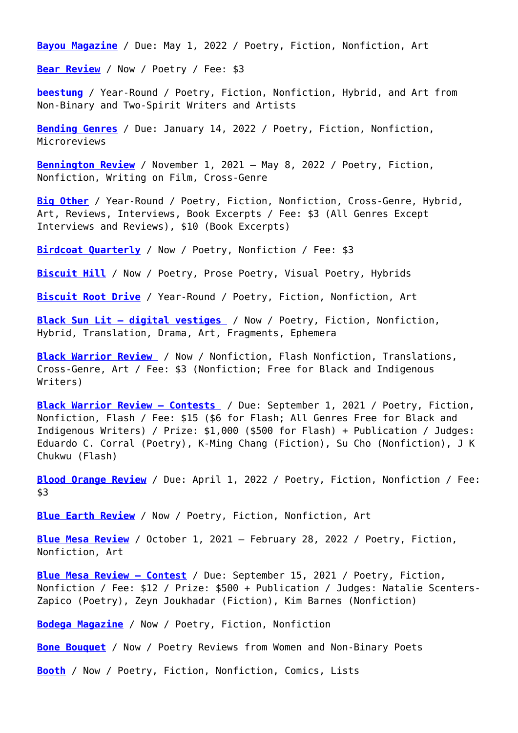**Bayou Magazine** / Due: May 1, 2022 / Poetry, Fiction, Nonfiction, Art

**Bear Review** / Now / Poetry / Fee: $3

**beestung** / Year-Round / Poetry, Fiction, Nonfiction, Hybrid, and Art from Non-Binary and Two-Spirit Writers and Artists

**Bending Genres** / Due: January 14, 2022 / Poetry, Fiction, Nonfiction, Microreviews

**Bennington Review** / November 1, 2021 – May 8, 2022 / Poetry, Fiction, Nonfiction, Writing on Film, Cross-Genre

**Big Other** / Year-Round / Poetry, Fiction, Nonfiction, Cross-Genre, Hybrid, Art, Reviews, Interviews, Book Excerpts / Fee: $3 (All Genres Except Interviews and Reviews), $10 (Book Excerpts)

**Birdcoat Quarterly** / Now / Poetry, Nonfiction / Fee: $3

**Biscuit Hill** / Now / Poetry, Prose Poetry, Visual Poetry, Hybrids

**Biscuit Root Drive** / Year-Round / Poetry, Fiction, Nonfiction, Art

**Black Sun Lit – digital vestiges** / Now / Poetry, Fiction, Nonfiction, Hybrid, Translation, Drama, Art, Fragments, Ephemera

**Black Warrior Review** / Now / Nonfiction, Flash Nonfiction, Translations, Cross-Genre, Art / Fee: $3 (Nonfiction; Free for Black and Indigenous Writers)

**Black Warrior Review – Contests** / Due: September 1, 2021 / Poetry, Fiction, Nonfiction, Flash / Fee: $15 ($6 for Flash; All Genres Free for Black and Indigenous Writers) / Prize: $1,000 ($500 for Flash) + Publication / Judges: Eduardo C. Corral (Poetry), K-Ming Chang (Fiction), Su Cho (Nonfiction), J K Chukwu (Flash)

**Blood Orange Review** / Due: April 1, 2022 / Poetry, Fiction, Nonfiction / Fee: $3

**Blue Earth Review** / Now / Poetry, Fiction, Nonfiction, Art

**Blue Mesa Review** / October 1, 2021 – February 28, 2022 / Poetry, Fiction, Nonfiction, Art

**Blue Mesa Review – Contest** / Due: September 15, 2021 / Poetry, Fiction, Nonfiction / Fee: $12 / Prize: $500 + Publication / Judges: Natalie Scenters-Zapico (Poetry), Zeyn Joukhadar (Fiction), Kim Barnes (Nonfiction)

**Bodega Magazine** / Now / Poetry, Fiction, Nonfiction

**Bone Bouquet** / Now / Poetry Reviews from Women and Non-Binary Poets

**Booth** / Now / Poetry, Fiction, Nonfiction, Comics, Lists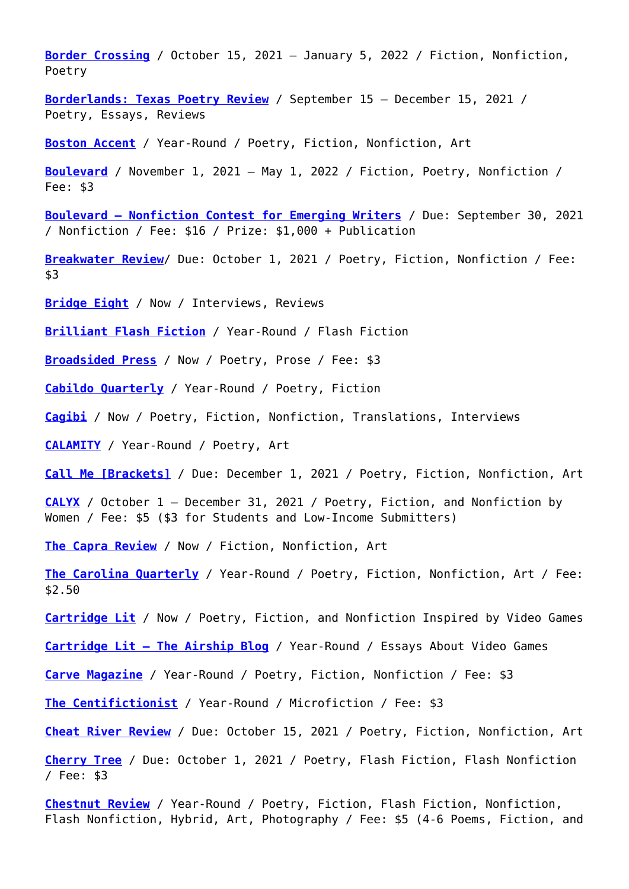**Border Crossing** / October 15, 2021 – January 5, 2022 / Fiction, Nonfiction, Poetry

**Borderlands: Texas Poetry Review** / September 15 – December 15, 2021 / Poetry, Essays, Reviews

**Boston Accent** / Year-Round / Poetry, Fiction, Nonfiction, Art

**Boulevard** / November 1, 2021 – May 1, 2022 / Fiction, Poetry, Nonfiction / Fee: $3

**Boulevard – Nonfiction Contest for Emerging Writers** / Due: September 30, 2021 / Nonfiction / Fee: $16 / Prize: $1,000 + Publication

**Breakwater Review**/ Due: October 1, 2021 / Poetry, Fiction, Nonfiction / Fee: $3

**Bridge Eight** / Now / Interviews, Reviews

**Brilliant Flash Fiction** / Year-Round / Flash Fiction

**Broadsided Press** / Now / Poetry, Prose / Fee: $3

**Cabildo Quarterly** / Year-Round / Poetry, Fiction

**Cagibi** / Now / Poetry, Fiction, Nonfiction, Translations, Interviews

**CALAMITY** / Year-Round / Poetry, Art

**Call Me [Brackets]** / Due: December 1, 2021 / Poetry, Fiction, Nonfiction, Art

**CALYX** / October 1 – December 31, 2021 / Poetry, Fiction, and Nonfiction by Women / Fee: $5 ($3 for Students and Low-Income Submitters)

**The Capra Review** / Now / Fiction, Nonfiction, Art

**The Carolina Quarterly** / Year-Round / Poetry, Fiction, Nonfiction, Art / Fee: $2.50

**Cartridge Lit** / Now / Poetry, Fiction, and Nonfiction Inspired by Video Games

**Cartridge Lit – The Airship Blog** / Year-Round / Essays About Video Games

**Carve Magazine** / Year-Round / Poetry, Fiction, Nonfiction / Fee: $3

**The Centifictionist** / Year-Round / Microfiction / Fee: $3

**Cheat River Review** / Due: October 15, 2021 / Poetry, Fiction, Nonfiction, Art

**Cherry Tree** / Due: October 1, 2021 / Poetry, Flash Fiction, Flash Nonfiction / Fee: $3

**Chestnut Review** / Year-Round / Poetry, Fiction, Flash Fiction, Nonfiction, Flash Nonfiction, Hybrid, Art, Photography / Fee: $5 (4-6 Poems, Fiction, and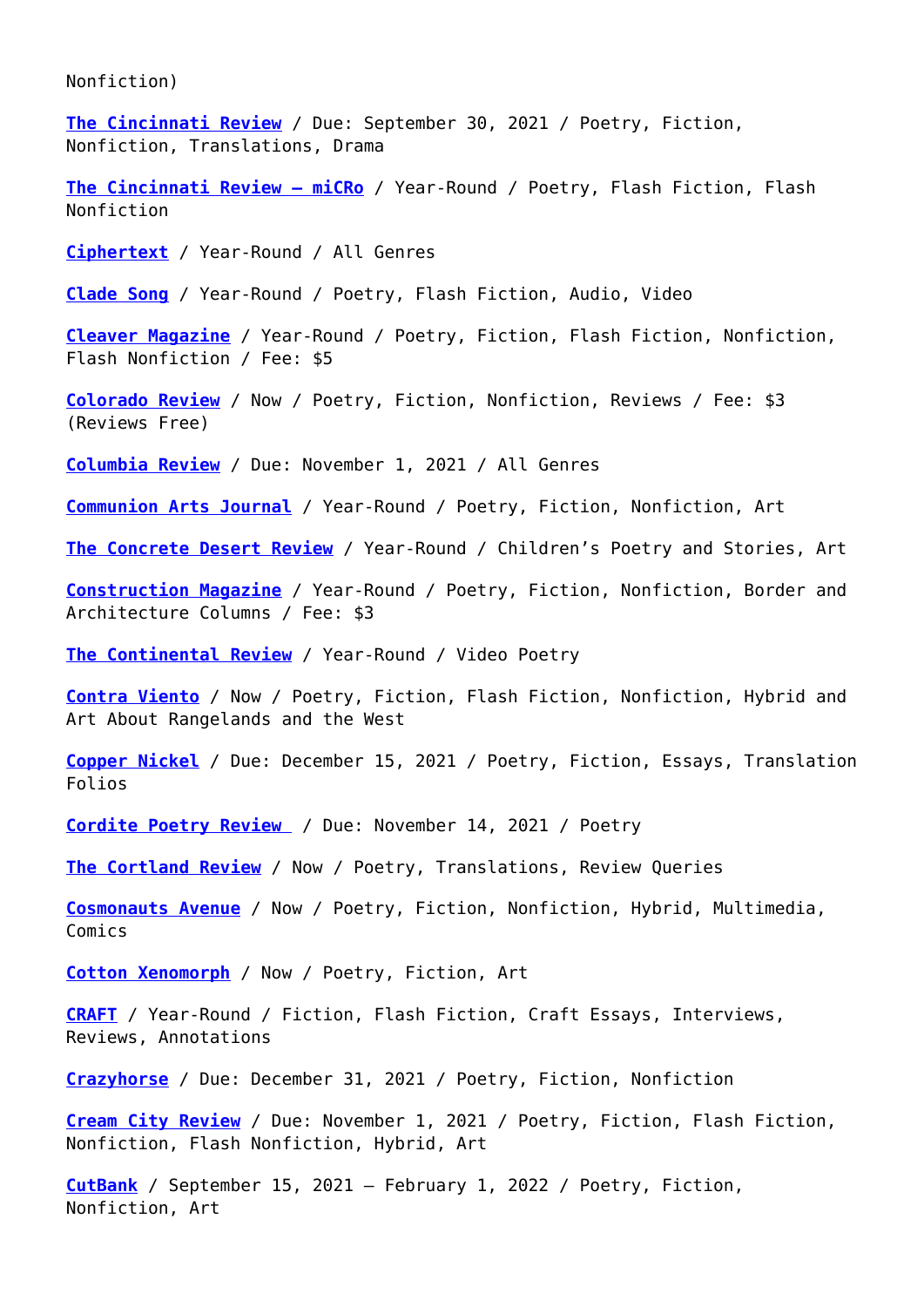Nonfiction)

**The Cincinnati Review** / Due: September 30, 2021 / Poetry, Fiction, Nonfiction, Translations, Drama

**The Cincinnati Review – miCRo** / Year-Round / Poetry, Flash Fiction, Flash Nonfiction

**Ciphertext** / Year-Round / All Genres

**Clade Song** / Year-Round / Poetry, Flash Fiction, Audio, Video

**Cleaver Magazine** / Year-Round / Poetry, Fiction, Flash Fiction, Nonfiction, Flash Nonfiction / Fee: $5

**Colorado Review** / Now / Poetry, Fiction, Nonfiction, Reviews / Fee: $3 (Reviews Free)

**Columbia Review** / Due: November 1, 2021 / All Genres

**Communion Arts Journal** / Year-Round / Poetry, Fiction, Nonfiction, Art

**The Concrete Desert Review** / Year-Round / Children's Poetry and Stories, Art

**Construction Magazine** / Year-Round / Poetry, Fiction, Nonfiction, Border and Architecture Columns / Fee: $3

**The Continental Review** / Year-Round / Video Poetry

**Contra Viento** / Now / Poetry, Fiction, Flash Fiction, Nonfiction, Hybrid and Art About Rangelands and the West

**Copper Nickel** / Due: December 15, 2021 / Poetry, Fiction, Essays, Translation Folios

**Cordite Poetry Review** / Due: November 14, 2021 / Poetry

**The Cortland Review** / Now / Poetry, Translations, Review Queries

**Cosmonauts Avenue** / Now / Poetry, Fiction, Nonfiction, Hybrid, Multimedia, Comics

**Cotton Xenomorph** / Now / Poetry, Fiction, Art

**CRAFT** / Year-Round / Fiction, Flash Fiction, Craft Essays, Interviews, Reviews, Annotations

**Crazyhorse** / Due: December 31, 2021 / Poetry, Fiction, Nonfiction

**Cream City Review** / Due: November 1, 2021 / Poetry, Fiction, Flash Fiction, Nonfiction, Flash Nonfiction, Hybrid, Art

**CutBank** / September 15, 2021 – February 1, 2022 / Poetry, Fiction, Nonfiction, Art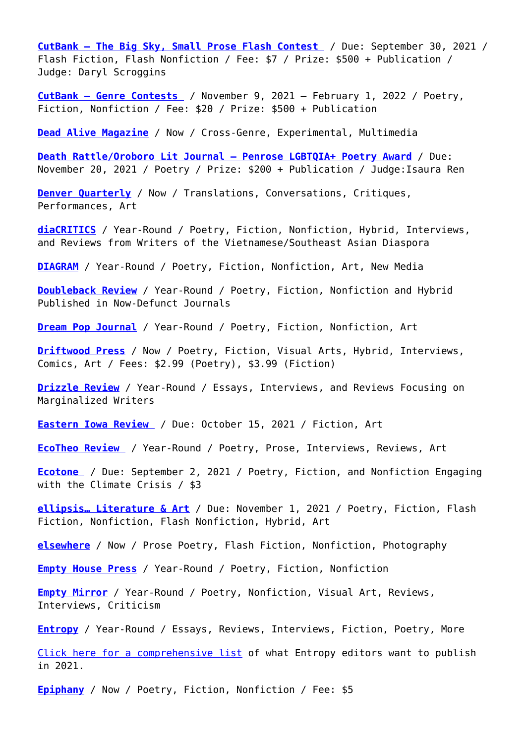**CutBank – The Big Sky, Small Prose Flash Contest** / Due: September 30, 2021 / Flash Fiction, Flash Nonfiction / Fee: $7 / Prize: $500 + Publication / Judge: Daryl Scroggins

**CutBank – Genre Contests** / November 9, 2021 – February 1, 2022 / Poetry, Fiction, Nonfiction / Fee: $20 / Prize: $500 + Publication

**Dead Alive Magazine** / Now / Cross-Genre, Experimental, Multimedia

**Death Rattle/Oroboro Lit Journal – Penrose LGBTQIA+ Poetry Award** / Due: November 20, 2021 / Poetry / Prize: $200 + Publication / Judge:Isaura Ren

**Denver Quarterly** / Now / Translations, Conversations, Critiques, Performances, Art

**diaCRITICS** / Year-Round / Poetry, Fiction, Nonfiction, Hybrid, Interviews, and Reviews from Writers of the Vietnamese/Southeast Asian Diaspora

**DIAGRAM** / Year-Round / Poetry, Fiction, Nonfiction, Art, New Media

**Doubleback Review** / Year-Round / Poetry, Fiction, Nonfiction and Hybrid Published in Now-Defunct Journals

**Dream Pop Journal** / Year-Round / Poetry, Fiction, Nonfiction, Art

**Driftwood Press** / Now / Poetry, Fiction, Visual Arts, Hybrid, Interviews, Comics, Art / Fees: $2.99 (Poetry), $3.99 (Fiction)

**Drizzle Review** / Year-Round / Essays, Interviews, and Reviews Focusing on Marginalized Writers

**Eastern Iowa Review** / Due: October 15, 2021 / Fiction, Art

**EcoTheo Review** / Year-Round / Poetry, Prose, Interviews, Reviews, Art

**Ecotone** / Due: September 2, 2021 / Poetry, Fiction, and Nonfiction Engaging with the Climate Crisis / $3

**ellipsis… Literature & Art** / Due: November 1, 2021 / Poetry, Fiction, Flash Fiction, Nonfiction, Flash Nonfiction, Hybrid, Art

**elsewhere** / Now / Prose Poetry, Flash Fiction, Nonfiction, Photography

**Empty House Press** / Year-Round / Poetry, Fiction, Nonfiction

**Empty Mirror** / Year-Round / Poetry, Nonfiction, Visual Art, Reviews, Interviews, Criticism

**Entropy** / Year-Round / Essays, Reviews, Interviews, Fiction, Poetry, More

Click here for a comprehensive list of what Entropy editors want to publish in 2021.

**Epiphany** / Now / Poetry, Fiction, Nonfiction / Fee: $5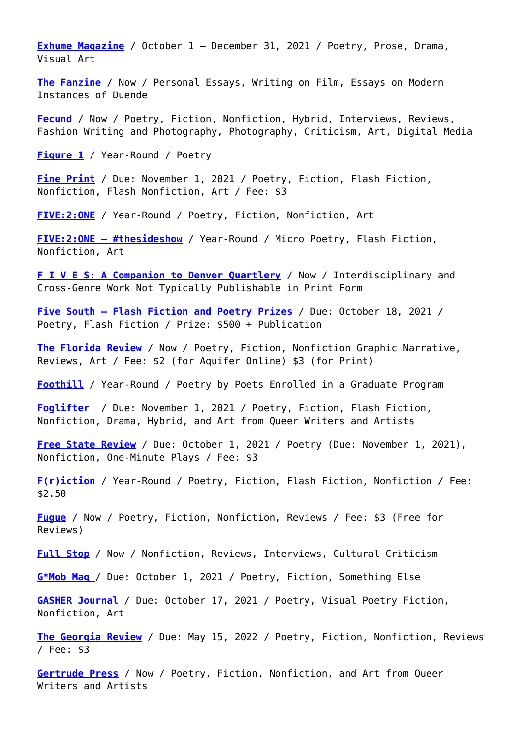**Exhume Magazine** / October 1 – December 31, 2021 / Poetry, Prose, Drama, Visual Art

**The Fanzine** / Now / Personal Essays, Writing on Film, Essays on Modern Instances of Duende

**Fecund** / Now / Poetry, Fiction, Nonfiction, Hybrid, Interviews, Reviews, Fashion Writing and Photography, Photography, Criticism, Art, Digital Media

**Figure 1** / Year-Round / Poetry

**Fine Print** / Due: November 1, 2021 / Poetry, Fiction, Flash Fiction, Nonfiction, Flash Nonfiction, Art / Fee: $3

**FIVE:2:ONE** / Year-Round / Poetry, Fiction, Nonfiction, Art

**FIVE:2:ONE – #thesideshow** / Year-Round / Micro Poetry, Flash Fiction, Nonfiction, Art

**F I V E S: A Companion to Denver Quartlery** / Now / Interdisciplinary and Cross-Genre Work Not Typically Publishable in Print Form

**Five South – Flash Fiction and Poetry Prizes** / Due: October 18, 2021 / Poetry, Flash Fiction / Prize: $500 + Publication

**The Florida Review** / Now / Poetry, Fiction, Nonfiction Graphic Narrative, Reviews, Art / Fee: $2 (for Aquifer Online) $3 (for Print)

**Foothill** / Year-Round / Poetry by Poets Enrolled in a Graduate Program

**Foglifter** / Due: November 1, 2021 / Poetry, Fiction, Flash Fiction, Nonfiction, Drama, Hybrid, and Art from Queer Writers and Artists

**Free State Review** / Due: October 1, 2021 / Poetry (Due: November 1, 2021), Nonfiction, One-Minute Plays / Fee: $3

**F(r)iction** / Year-Round / Poetry, Fiction, Flash Fiction, Nonfiction / Fee: $2.50

**Fugue** / Now / Poetry, Fiction, Nonfiction, Reviews / Fee: $3 (Free for Reviews)

**Full Stop** / Now / Nonfiction, Reviews, Interviews, Cultural Criticism

**G*Mob Mag** / Due: October 1, 2021 / Poetry, Fiction, Something Else

**GASHER Journal** / Due: October 17, 2021 / Poetry, Visual Poetry Fiction, Nonfiction, Art

**The Georgia Review** / Due: May 15, 2022 / Poetry, Fiction, Nonfiction, Reviews / Fee: $3

**Gertrude Press** / Now / Poetry, Fiction, Nonfiction, and Art from Queer Writers and Artists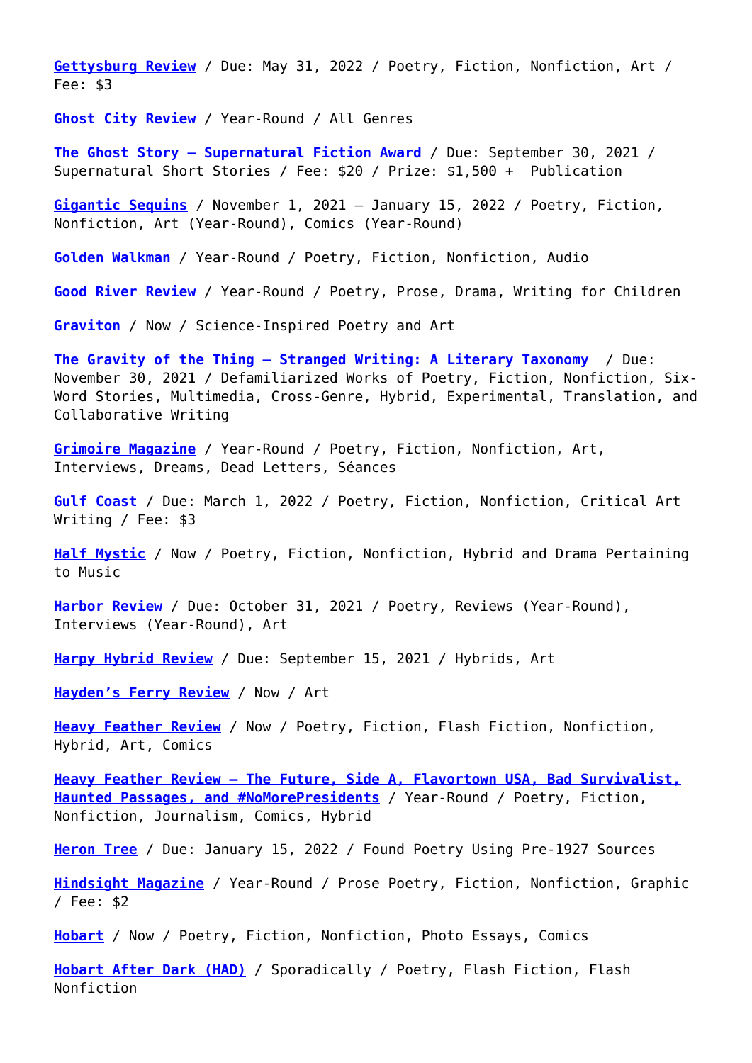**Gettysburg Review** / Due: May 31, 2022 / Poetry, Fiction, Nonfiction, Art / Fee: $3

**Ghost City Review** / Year-Round / All Genres

**The Ghost Story – Supernatural Fiction Award** / Due: September 30, 2021 / Supernatural Short Stories / Fee: $20 / Prize: $1,500 + Publication

**Gigantic Sequins** / November 1, 2021 – January 15, 2022 / Poetry, Fiction, Nonfiction, Art (Year-Round), Comics (Year-Round)

**Golden Walkman** / Year-Round / Poetry, Fiction, Nonfiction, Audio

**Good River Review** / Year-Round / Poetry, Prose, Drama, Writing for Children

**Graviton** / Now / Science-Inspired Poetry and Art

**The Gravity of the Thing – Stranged Writing: A Literary Taxonomy** / Due: November 30, 2021 / Defamiliarized Works of Poetry, Fiction, Nonfiction, Six-Word Stories, Multimedia, Cross-Genre, Hybrid, Experimental, Translation, and Collaborative Writing

**Grimoire Magazine** / Year-Round / Poetry, Fiction, Nonfiction, Art, Interviews, Dreams, Dead Letters, Séances

**Gulf Coast** / Due: March 1, 2022 / Poetry, Fiction, Nonfiction, Critical Art Writing / Fee: $3

**Half Mystic** / Now / Poetry, Fiction, Nonfiction, Hybrid and Drama Pertaining to Music

**Harbor Review** / Due: October 31, 2021 / Poetry, Reviews (Year-Round), Interviews (Year-Round), Art

**Harpy Hybrid Review** / Due: September 15, 2021 / Hybrids, Art

**Hayden's Ferry Review** / Now / Art

**Heavy Feather Review** / Now / Poetry, Fiction, Flash Fiction, Nonfiction, Hybrid, Art, Comics

**Heavy Feather Review – The Future, Side A, Flavortown USA, Bad Survivalist, Haunted Passages, and #NoMorePresidents** / Year-Round / Poetry, Fiction, Nonfiction, Journalism, Comics, Hybrid

**Heron Tree** / Due: January 15, 2022 / Found Poetry Using Pre-1927 Sources

**Hindsight Magazine** / Year-Round / Prose Poetry, Fiction, Nonfiction, Graphic / Fee: $2

**Hobart** / Now / Poetry, Fiction, Nonfiction, Photo Essays, Comics

**Hobart After Dark (HAD)** / Sporadically / Poetry, Flash Fiction, Flash Nonfiction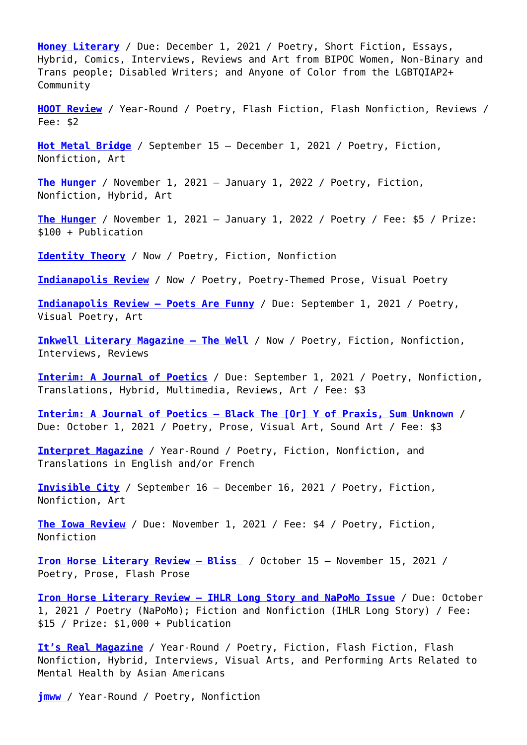**Honey Literary** / Due: December 1, 2021 / Poetry, Short Fiction, Essays, Hybrid, Comics, Interviews, Reviews and Art from BIPOC Women, Non-Binary and Trans people; Disabled Writers; and Anyone of Color from the LGBTQIAP2+ Community

**HOOT Review** / Year-Round / Poetry, Flash Fiction, Flash Nonfiction, Reviews / Fee: $2

**Hot Metal Bridge** / September 15 – December 1, 2021 / Poetry, Fiction, Nonfiction, Art

**The Hunger** / November 1, 2021 – January 1, 2022 / Poetry, Fiction, Nonfiction, Hybrid, Art

**The Hunger** / November 1, 2021 – January 1, 2022 / Poetry / Fee: $5 / Prize: $100 + Publication

**Identity Theory** / Now / Poetry, Fiction, Nonfiction

**Indianapolis Review** / Now / Poetry, Poetry-Themed Prose, Visual Poetry

**Indianapolis Review – Poets Are Funny** / Due: September 1, 2021 / Poetry, Visual Poetry, Art

**Inkwell Literary Magazine – The Well** / Now / Poetry, Fiction, Nonfiction, Interviews, Reviews

**Interim: A Journal of Poetics** / Due: September 1, 2021 / Poetry, Nonfiction, Translations, Hybrid, Multimedia, Reviews, Art / Fee: $3

**Interim: A Journal of Poetics – Black The [Or] Y of Praxis, Sum Unknown** / Due: October 1, 2021 / Poetry, Prose, Visual Art, Sound Art / Fee: $3

**Interpret Magazine** / Year-Round / Poetry, Fiction, Nonfiction, and Translations in English and/or French

**Invisible City** / September 16 – December 16, 2021 / Poetry, Fiction, Nonfiction, Art

**The Iowa Review** / Due: November 1, 2021 / Fee: $4 / Poetry, Fiction, Nonfiction

**Iron Horse Literary Review – Bliss** / October 15 – November 15, 2021 / Poetry, Prose, Flash Prose

**Iron Horse Literary Review – IHLR Long Story and NaPoMo Issue** / Due: October 1, 2021 / Poetry (NaPoMo); Fiction and Nonfiction (IHLR Long Story) / Fee: $15 / Prize: $1,000 + Publication

**It's Real Magazine** / Year-Round / Poetry, Fiction, Flash Fiction, Flash Nonfiction, Hybrid, Interviews, Visual Arts, and Performing Arts Related to Mental Health by Asian Americans

**jmww** / Year-Round / Poetry, Nonfiction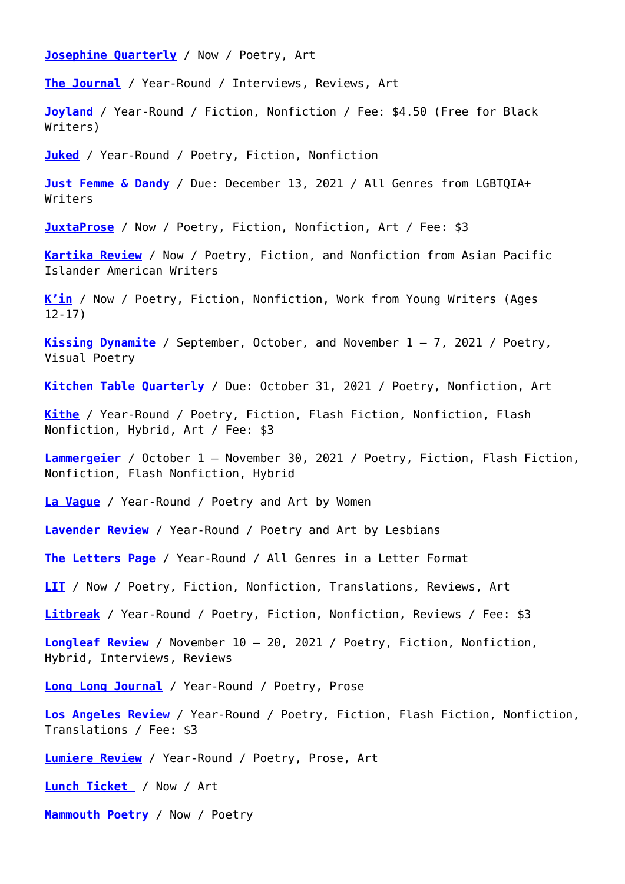**Josephine Quarterly** / Now / Poetry, Art

**The Journal** / Year-Round / Interviews, Reviews, Art

**Joyland** / Year-Round / Fiction, Nonfiction / Fee: $4.50 (Free for Black Writers)

**Juked** / Year-Round / Poetry, Fiction, Nonfiction

**Just Femme & Dandy** / Due: December 13, 2021 / All Genres from LGBTQIA+ Writers

**JuxtaProse** / Now / Poetry, Fiction, Nonfiction, Art / Fee: $3

**Kartika Review** / Now / Poetry, Fiction, and Nonfiction from Asian Pacific Islander American Writers

**K'in** / Now / Poetry, Fiction, Nonfiction, Work from Young Writers (Ages 12-17)

**Kissing Dynamite** / September, October, and November 1 – 7, 2021 / Poetry, Visual Poetry

**Kitchen Table Quarterly** / Due: October 31, 2021 / Poetry, Nonfiction, Art

**Kithe** / Year-Round / Poetry, Fiction, Flash Fiction, Nonfiction, Flash Nonfiction, Hybrid, Art / Fee: $3

**Lammergeier** / October 1 – November 30, 2021 / Poetry, Fiction, Flash Fiction, Nonfiction, Flash Nonfiction, Hybrid

**La Vague** / Year-Round / Poetry and Art by Women

**Lavender Review** / Year-Round / Poetry and Art by Lesbians

**The Letters Page** / Year-Round / All Genres in a Letter Format

**LIT** / Now / Poetry, Fiction, Nonfiction, Translations, Reviews, Art

**Litbreak** / Year-Round / Poetry, Fiction, Nonfiction, Reviews / Fee: $3

**Longleaf Review** / November 10 – 20, 2021 / Poetry, Fiction, Nonfiction, Hybrid, Interviews, Reviews

**Long Long Journal** / Year-Round / Poetry, Prose

**Los Angeles Review** / Year-Round / Poetry, Fiction, Flash Fiction, Nonfiction, Translations / Fee: $3

**Lumiere Review** / Year-Round / Poetry, Prose, Art

**Lunch Ticket** / Now / Art

**Mammouth Poetry** / Now / Poetry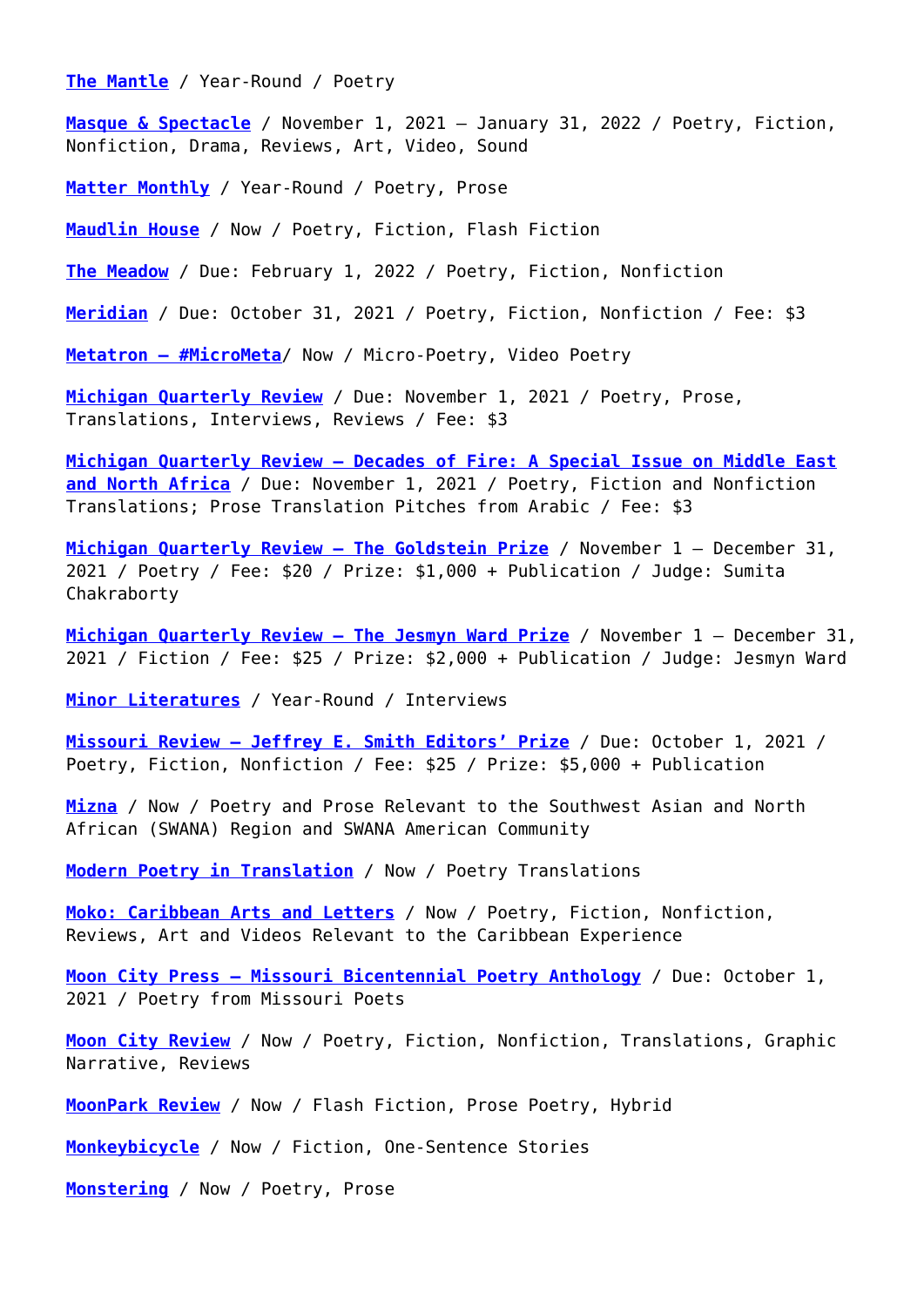**The Mantle** / Year-Round / Poetry

**Masque & Spectacle** / November 1, 2021 – January 31, 2022 / Poetry, Fiction, Nonfiction, Drama, Reviews, Art, Video, Sound

**Matter Monthly** / Year-Round / Poetry, Prose

**Maudlin House** / Now / Poetry, Fiction, Flash Fiction

**The Meadow** / Due: February 1, 2022 / Poetry, Fiction, Nonfiction

**Meridian** / Due: October 31, 2021 / Poetry, Fiction, Nonfiction / Fee: $3

**Metatron – #MicroMeta**/ Now / Micro-Poetry, Video Poetry

**Michigan Quarterly Review** / Due: November 1, 2021 / Poetry, Prose, Translations, Interviews, Reviews / Fee: $3

**Michigan Quarterly Review – Decades of Fire: A Special Issue on Middle East and North Africa** / Due: November 1, 2021 / Poetry, Fiction and Nonfiction Translations; Prose Translation Pitches from Arabic / Fee: $3

**Michigan Quarterly Review – The Goldstein Prize** / November 1 – December 31, 2021 / Poetry / Fee: $20 / Prize: $1,000 + Publication / Judge: Sumita Chakraborty

**Michigan Quarterly Review – The Jesmyn Ward Prize** / November 1 – December 31, 2021 / Fiction / Fee: $25 / Prize: $2,000 + Publication / Judge: Jesmyn Ward

**Minor Literatures** / Year-Round / Interviews

**Missouri Review – Jeffrey E. Smith Editors' Prize** / Due: October 1, 2021 / Poetry, Fiction, Nonfiction / Fee: $25 / Prize: $5,000 + Publication

**Mizna** / Now / Poetry and Prose Relevant to the Southwest Asian and North African (SWANA) Region and SWANA American Community

**Modern Poetry in Translation** / Now / Poetry Translations

**Moko: Caribbean Arts and Letters** / Now / Poetry, Fiction, Nonfiction, Reviews, Art and Videos Relevant to the Caribbean Experience

**Moon City Press – Missouri Bicentennial Poetry Anthology** / Due: October 1, 2021 / Poetry from Missouri Poets

**Moon City Review** / Now / Poetry, Fiction, Nonfiction, Translations, Graphic Narrative, Reviews

**MoonPark Review** / Now / Flash Fiction, Prose Poetry, Hybrid

**Monkeybicycle** / Now / Fiction, One-Sentence Stories

**Monstering** / Now / Poetry, Prose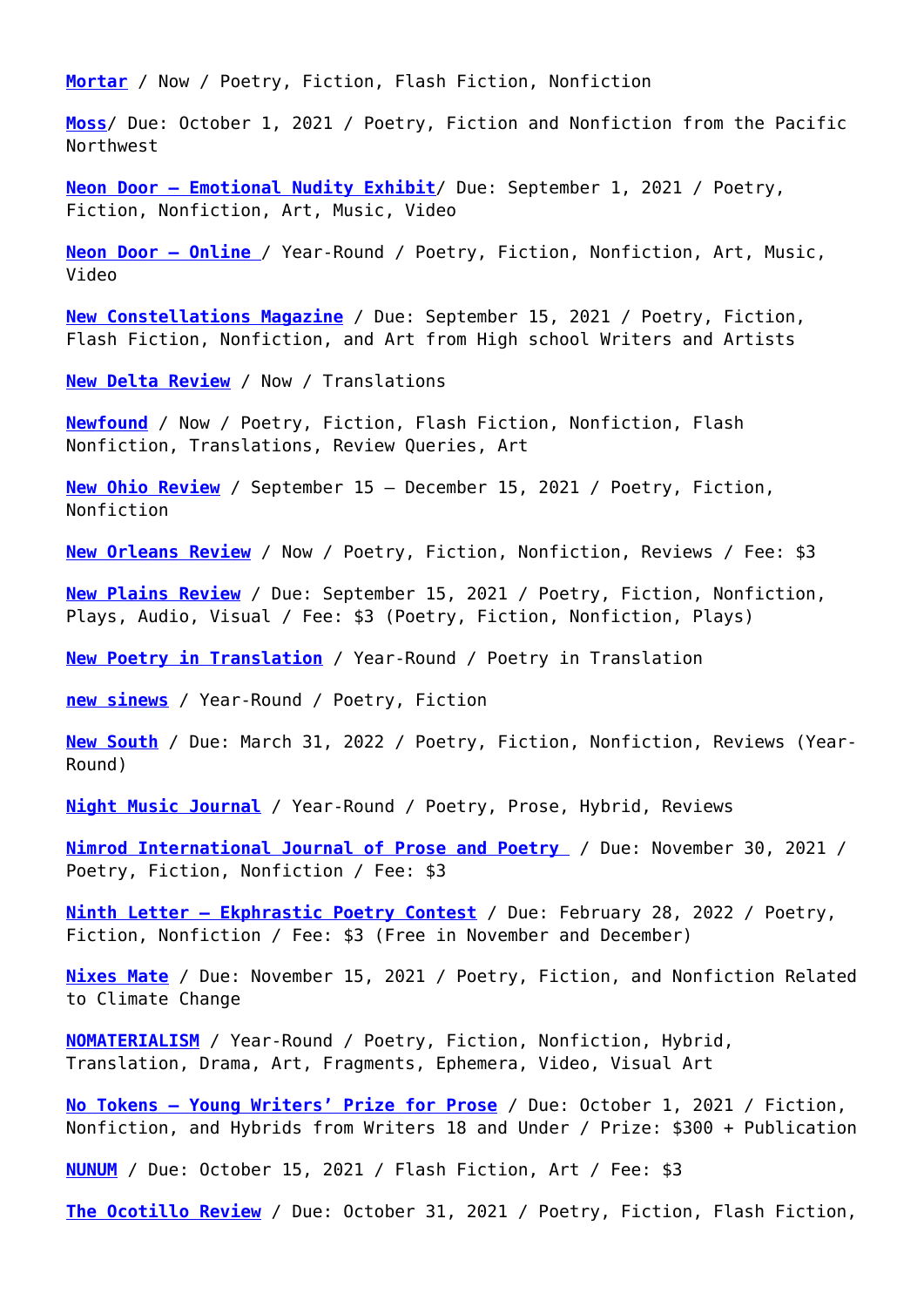**Mortar** / Now / Poetry, Fiction, Flash Fiction, Nonfiction

**Moss**/ Due: October 1, 2021 / Poetry, Fiction and Nonfiction from the Pacific Northwest

**Neon Door – Emotional Nudity Exhibit**/ Due: September 1, 2021 / Poetry, Fiction, Nonfiction, Art, Music, Video

**Neon Door – Online** / Year-Round / Poetry, Fiction, Nonfiction, Art, Music, Video

**New Constellations Magazine** / Due: September 15, 2021 / Poetry, Fiction, Flash Fiction, Nonfiction, and Art from High school Writers and Artists

**New Delta Review** / Now / Translations

**Newfound** / Now / Poetry, Fiction, Flash Fiction, Nonfiction, Flash Nonfiction, Translations, Review Queries, Art

**New Ohio Review** / September 15 – December 15, 2021 / Poetry, Fiction, Nonfiction

**New Orleans Review** / Now / Poetry, Fiction, Nonfiction, Reviews / Fee: $3

**New Plains Review** / Due: September 15, 2021 / Poetry, Fiction, Nonfiction, Plays, Audio, Visual / Fee: $3 (Poetry, Fiction, Nonfiction, Plays)

**New Poetry in Translation** / Year-Round / Poetry in Translation

**new sinews** / Year-Round / Poetry, Fiction

**New South** / Due: March 31, 2022 / Poetry, Fiction, Nonfiction, Reviews (Year-Round)

**Night Music Journal** / Year-Round / Poetry, Prose, Hybrid, Reviews

**Nimrod International Journal of Prose and Poetry** / Due: November 30, 2021 / Poetry, Fiction, Nonfiction / Fee: $3

**Ninth Letter – Ekphrastic Poetry Contest** / Due: February 28, 2022 / Poetry, Fiction, Nonfiction / Fee: $3 (Free in November and December)

**Nixes Mate** / Due: November 15, 2021 / Poetry, Fiction, and Nonfiction Related to Climate Change

**NOMATERIALISM** / Year-Round / Poetry, Fiction, Nonfiction, Hybrid, Translation, Drama, Art, Fragments, Ephemera, Video, Visual Art

**No Tokens – Young Writers' Prize for Prose** / Due: October 1, 2021 / Fiction, Nonfiction, and Hybrids from Writers 18 and Under / Prize: $300 + Publication

**NUNUM** / Due: October 15, 2021 / Flash Fiction, Art / Fee: $3

**The Ocotillo Review** / Due: October 31, 2021 / Poetry, Fiction, Flash Fiction,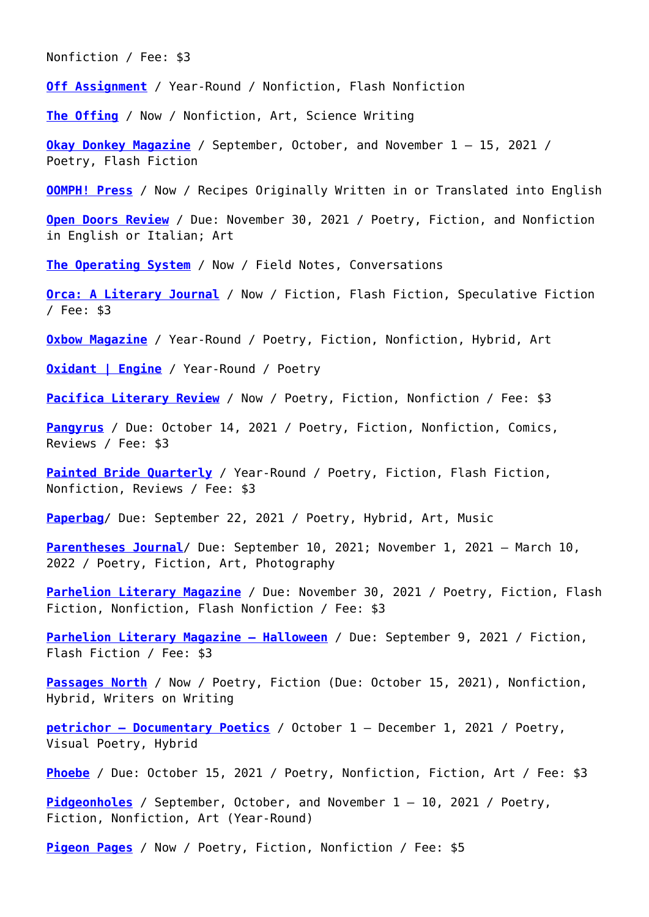Nonfiction / Fee: $3

**Off Assignment** / Year-Round / Nonfiction, Flash Nonfiction

**The Offing** / Now / Nonfiction, Art, Science Writing

**Okay Donkey Magazine** / September, October, and November 1 – 15, 2021 / Poetry, Flash Fiction

**OOMPH! Press** / Now / Recipes Originally Written in or Translated into English

**Open Doors Review** / Due: November 30, 2021 / Poetry, Fiction, and Nonfiction in English or Italian; Art

**The Operating System** / Now / Field Notes, Conversations

**Orca: A Literary Journal** / Now / Fiction, Flash Fiction, Speculative Fiction / Fee: $3

**Oxbow Magazine** / Year-Round / Poetry, Fiction, Nonfiction, Hybrid, Art

**Oxidant | Engine** / Year-Round / Poetry

**Pacifica Literary Review** / Now / Poetry, Fiction, Nonfiction / Fee: $3

**Pangyrus** / Due: October 14, 2021 / Poetry, Fiction, Nonfiction, Comics, Reviews / Fee: $3

**Painted Bride Quarterly** / Year-Round / Poetry, Fiction, Flash Fiction, Nonfiction, Reviews / Fee: $3

**Paperbag**/ Due: September 22, 2021 / Poetry, Hybrid, Art, Music

**Parentheses Journal**/ Due: September 10, 2021; November 1, 2021 – March 10, 2022 / Poetry, Fiction, Art, Photography

**Parhelion Literary Magazine** / Due: November 30, 2021 / Poetry, Fiction, Flash Fiction, Nonfiction, Flash Nonfiction / Fee: $3

**Parhelion Literary Magazine – Halloween** / Due: September 9, 2021 / Fiction, Flash Fiction / Fee: $3

**Passages North** / Now / Poetry, Fiction (Due: October 15, 2021), Nonfiction, Hybrid, Writers on Writing

**petrichor – Documentary Poetics** / October 1 – December 1, 2021 / Poetry, Visual Poetry, Hybrid

**Phoebe** / Due: October 15, 2021 / Poetry, Nonfiction, Fiction, Art / Fee: $3

**Pidgeonholes** / September, October, and November 1 – 10, 2021 / Poetry, Fiction, Nonfiction, Art (Year-Round)

**Pigeon Pages** / Now / Poetry, Fiction, Nonfiction / Fee: $5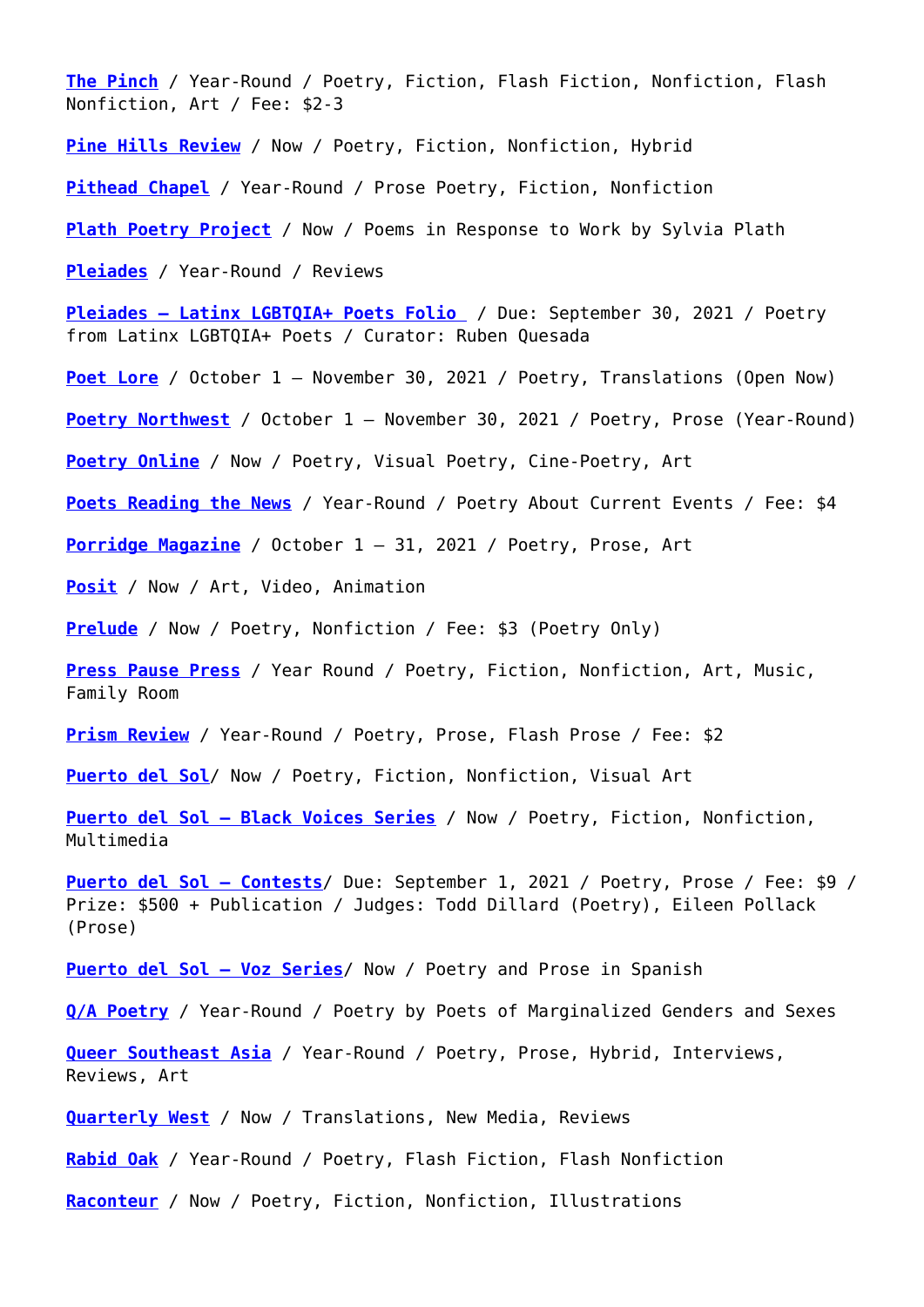**The Pinch** / Year-Round / Poetry, Fiction, Flash Fiction, Nonfiction, Flash Nonfiction, Art / Fee: $2-3

**Pine Hills Review** / Now / Poetry, Fiction, Nonfiction, Hybrid

**Pithead Chapel** / Year-Round / Prose Poetry, Fiction, Nonfiction

**Plath Poetry Project** / Now / Poems in Response to Work by Sylvia Plath

**Pleiades** / Year-Round / Reviews

**Pleiades – Latinx LGBTQIA+ Poets Folio** / Due: September 30, 2021 / Poetry from Latinx LGBTQIA+ Poets / Curator: Ruben Quesada

**Poet Lore** / October 1 – November 30, 2021 / Poetry, Translations (Open Now)

**Poetry Northwest** / October 1 – November 30, 2021 / Poetry, Prose (Year-Round)

**Poetry Online** / Now / Poetry, Visual Poetry, Cine-Poetry, Art

**Poets Reading the News** / Year-Round / Poetry About Current Events / Fee: $4

**Porridge Magazine** / October 1 – 31, 2021 / Poetry, Prose, Art

**Posit** / Now / Art, Video, Animation

**Prelude** / Now / Poetry, Nonfiction / Fee: $3 (Poetry Only)

**Press Pause Press** / Year Round / Poetry, Fiction, Nonfiction, Art, Music, Family Room

**Prism Review** / Year-Round / Poetry, Prose, Flash Prose / Fee: $2

**Puerto del Sol**/ Now / Poetry, Fiction, Nonfiction, Visual Art

**Puerto del Sol – Black Voices Series** / Now / Poetry, Fiction, Nonfiction, Multimedia

**Puerto del Sol – Contests**/ Due: September 1, 2021 / Poetry, Prose / Fee: $9 / Prize: $500 + Publication / Judges: Todd Dillard (Poetry), Eileen Pollack (Prose)

**Puerto del Sol – Voz Series**/ Now / Poetry and Prose in Spanish

**Q/A Poetry** / Year-Round / Poetry by Poets of Marginalized Genders and Sexes

**Queer Southeast Asia** / Year-Round / Poetry, Prose, Hybrid, Interviews, Reviews, Art

**Quarterly West** / Now / Translations, New Media, Reviews

**Rabid Oak** / Year-Round / Poetry, Flash Fiction, Flash Nonfiction

**Raconteur** / Now / Poetry, Fiction, Nonfiction, Illustrations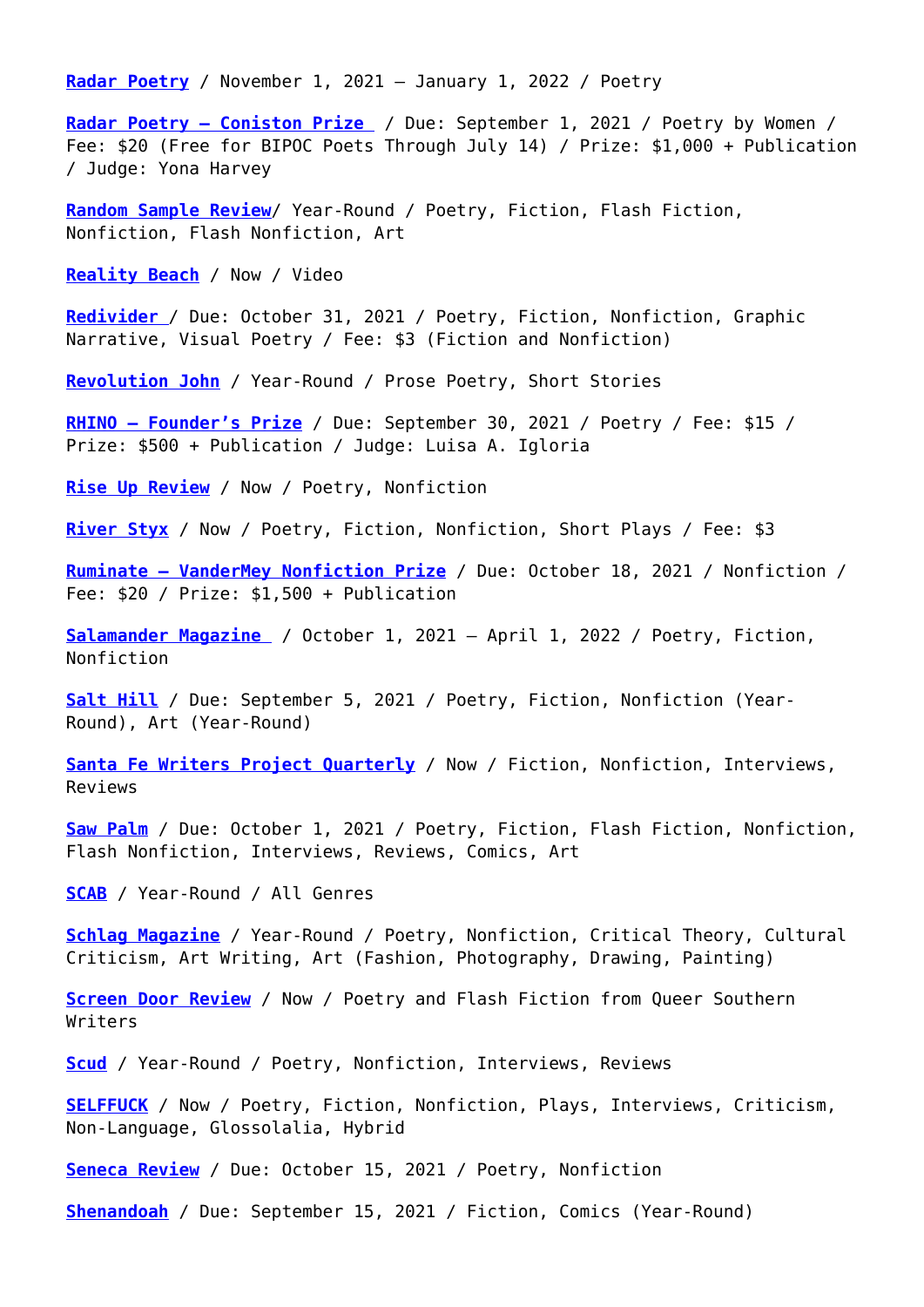**Radar Poetry** / November 1, 2021 – January 1, 2022 / Poetry

**Radar Poetry – Coniston Prize** / Due: September 1, 2021 / Poetry by Women / Fee: $20 (Free for BIPOC Poets Through July 14) / Prize: $1,000 + Publication / Judge: Yona Harvey

**Random Sample Review**/ Year-Round / Poetry, Fiction, Flash Fiction, Nonfiction, Flash Nonfiction, Art

**Reality Beach** / Now / Video

**Redivider** / Due: October 31, 2021 / Poetry, Fiction, Nonfiction, Graphic Narrative, Visual Poetry / Fee: $3 (Fiction and Nonfiction)

**Revolution John** / Year-Round / Prose Poetry, Short Stories

**RHINO – Founder's Prize** / Due: September 30, 2021 / Poetry / Fee: $15 / Prize: $500 + Publication / Judge: Luisa A. Igloria

**Rise Up Review** / Now / Poetry, Nonfiction

**River Styx** / Now / Poetry, Fiction, Nonfiction, Short Plays / Fee: $3

**Ruminate – VanderMey Nonfiction Prize** / Due: October 18, 2021 / Nonfiction / Fee: $20 / Prize: $1,500 + Publication

**Salamander Magazine** / October 1, 2021 – April 1, 2022 / Poetry, Fiction, Nonfiction

**Salt Hill** / Due: September 5, 2021 / Poetry, Fiction, Nonfiction (Year-Round), Art (Year-Round)

**Santa Fe Writers Project Quarterly** / Now / Fiction, Nonfiction, Interviews, Reviews

**Saw Palm** / Due: October 1, 2021 / Poetry, Fiction, Flash Fiction, Nonfiction, Flash Nonfiction, Interviews, Reviews, Comics, Art

**SCAB** / Year-Round / All Genres

**Schlag Magazine** / Year-Round / Poetry, Nonfiction, Critical Theory, Cultural Criticism, Art Writing, Art (Fashion, Photography, Drawing, Painting)

**Screen Door Review** / Now / Poetry and Flash Fiction from Queer Southern Writers

**Scud** / Year-Round / Poetry, Nonfiction, Interviews, Reviews

**SELFFUCK** / Now / Poetry, Fiction, Nonfiction, Plays, Interviews, Criticism, Non-Language, Glossolalia, Hybrid

**Seneca Review** / Due: October 15, 2021 / Poetry, Nonfiction

**Shenandoah** / Due: September 15, 2021 / Fiction, Comics (Year-Round)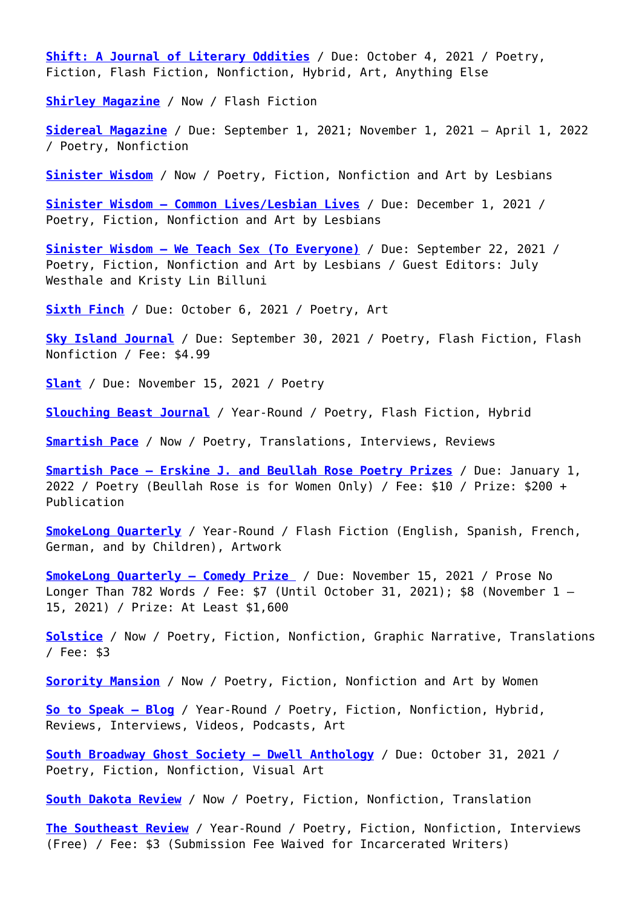**Shift: A Journal of Literary Oddities** / Due: October 4, 2021 / Poetry, Fiction, Flash Fiction, Nonfiction, Hybrid, Art, Anything Else

**Shirley Magazine** / Now / Flash Fiction

**Sidereal Magazine** / Due: September 1, 2021; November 1, 2021 – April 1, 2022 / Poetry, Nonfiction

**Sinister Wisdom** / Now / Poetry, Fiction, Nonfiction and Art by Lesbians

**Sinister Wisdom – Common Lives/Lesbian Lives** / Due: December 1, 2021 / Poetry, Fiction, Nonfiction and Art by Lesbians

**Sinister Wisdom – We Teach Sex (To Everyone)** / Due: September 22, 2021 / Poetry, Fiction, Nonfiction and Art by Lesbians / Guest Editors: July Westhale and Kristy Lin Billuni

**Sixth Finch** / Due: October 6, 2021 / Poetry, Art

**Sky Island Journal** / Due: September 30, 2021 / Poetry, Flash Fiction, Flash Nonfiction / Fee: $4.99

**Slant** / Due: November 15, 2021 / Poetry

**Slouching Beast Journal** / Year-Round / Poetry, Flash Fiction, Hybrid

**Smartish Pace** / Now / Poetry, Translations, Interviews, Reviews

**Smartish Pace – Erskine J. and Beullah Rose Poetry Prizes** / Due: January 1, 2022 / Poetry (Beullah Rose is for Women Only) / Fee: $10 / Prize: $200 + Publication

**SmokeLong Quarterly** / Year-Round / Flash Fiction (English, Spanish, French, German, and by Children), Artwork

**SmokeLong Quarterly – Comedy Prize** / Due: November 15, 2021 / Prose No Longer Than 782 Words / Fee: $7 (Until October 31, 2021); $8 (November 1 – 15, 2021) / Prize: At Least $1,600

**Solstice** / Now / Poetry, Fiction, Nonfiction, Graphic Narrative, Translations / Fee: $3

**Sorority Mansion** / Now / Poetry, Fiction, Nonfiction and Art by Women

**So to Speak – Blog** / Year-Round / Poetry, Fiction, Nonfiction, Hybrid, Reviews, Interviews, Videos, Podcasts, Art

**South Broadway Ghost Society – Dwell Anthology** / Due: October 31, 2021 / Poetry, Fiction, Nonfiction, Visual Art

**South Dakota Review** / Now / Poetry, Fiction, Nonfiction, Translation

**The Southeast Review** / Year-Round / Poetry, Fiction, Nonfiction, Interviews (Free) / Fee: $3 (Submission Fee Waived for Incarcerated Writers)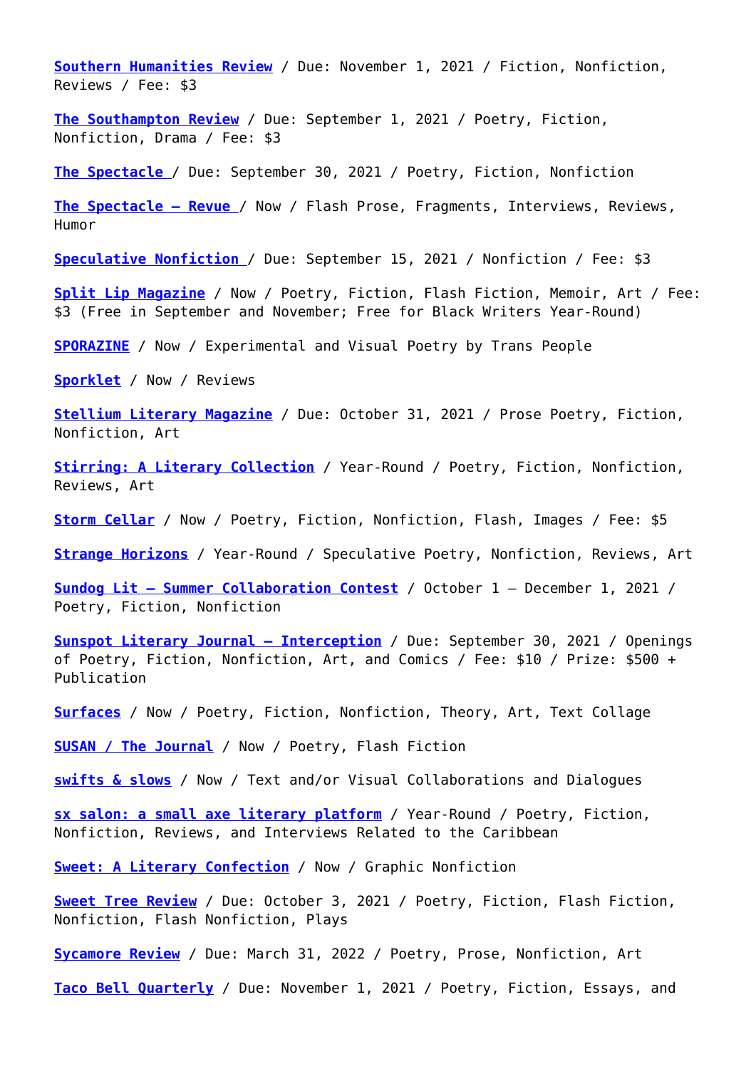**Southern Humanities Review** / Due: November 1, 2021 / Fiction, Nonfiction, Reviews / Fee: $3

**The Southampton Review** / Due: September 1, 2021 / Poetry, Fiction, Nonfiction, Drama / Fee: $3

**The Spectacle** / Due: September 30, 2021 / Poetry, Fiction, Nonfiction

**The Spectacle – Revue** / Now / Flash Prose, Fragments, Interviews, Reviews, Humor

**Speculative Nonfiction** / Due: September 15, 2021 / Nonfiction / Fee: $3

**Split Lip Magazine** / Now / Poetry, Fiction, Flash Fiction, Memoir, Art / Fee: $3 (Free in September and November; Free for Black Writers Year-Round)

**SPORAZINE** / Now / Experimental and Visual Poetry by Trans People

**Sporklet** / Now / Reviews

**Stellium Literary Magazine** / Due: October 31, 2021 / Prose Poetry, Fiction, Nonfiction, Art

**Stirring: A Literary Collection** / Year-Round / Poetry, Fiction, Nonfiction, Reviews, Art

**Storm Cellar** / Now / Poetry, Fiction, Nonfiction, Flash, Images / Fee: $5

**Strange Horizons** / Year-Round / Speculative Poetry, Nonfiction, Reviews, Art

**Sundog Lit – Summer Collaboration Contest** / October 1 – December 1, 2021 / Poetry, Fiction, Nonfiction

**Sunspot Literary Journal – Interception** / Due: September 30, 2021 / Openings of Poetry, Fiction, Nonfiction, Art, and Comics / Fee: $10 / Prize: $500 + Publication

**Surfaces** / Now / Poetry, Fiction, Nonfiction, Theory, Art, Text Collage

**SUSAN / The Journal** / Now / Poetry, Flash Fiction

**swifts & slows** / Now / Text and/or Visual Collaborations and Dialogues

**sx salon: a small axe literary platform** / Year-Round / Poetry, Fiction, Nonfiction, Reviews, and Interviews Related to the Caribbean

**Sweet: A Literary Confection** / Now / Graphic Nonfiction

**Sweet Tree Review** / Due: October 3, 2021 / Poetry, Fiction, Flash Fiction, Nonfiction, Flash Nonfiction, Plays

**Sycamore Review** / Due: March 31, 2022 / Poetry, Prose, Nonfiction, Art

**Taco Bell Quarterly** / Due: November 1, 2021 / Poetry, Fiction, Essays, and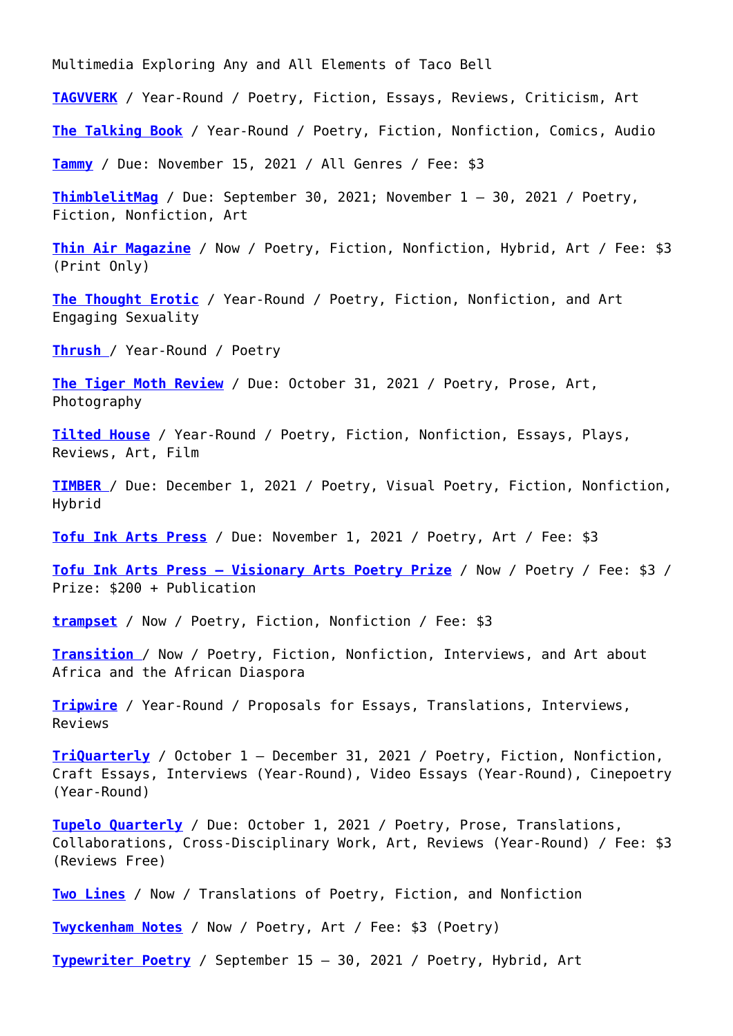Multimedia Exploring Any and All Elements of Taco Bell

**TAGVVERK** / Year-Round / Poetry, Fiction, Essays, Reviews, Criticism, Art

**The Talking Book** / Year-Round / Poetry, Fiction, Nonfiction, Comics, Audio

**Tammy** / Due: November 15, 2021 / All Genres / Fee: $3

**ThimblelitMag** / Due: September 30, 2021; November 1 – 30, 2021 / Poetry, Fiction, Nonfiction, Art

**Thin Air Magazine** / Now / Poetry, Fiction, Nonfiction, Hybrid, Art / Fee: $3 (Print Only)

**The Thought Erotic** / Year-Round / Poetry, Fiction, Nonfiction, and Art Engaging Sexuality

**Thrush** / Year-Round / Poetry

**The Tiger Moth Review** / Due: October 31, 2021 / Poetry, Prose, Art, Photography

**Tilted House** / Year-Round / Poetry, Fiction, Nonfiction, Essays, Plays, Reviews, Art, Film

**TIMBER** / Due: December 1, 2021 / Poetry, Visual Poetry, Fiction, Nonfiction, Hybrid

**Tofu Ink Arts Press** / Due: November 1, 2021 / Poetry, Art / Fee: $3

**Tofu Ink Arts Press – Visionary Arts Poetry Prize** / Now / Poetry / Fee: $3 / Prize: $200 + Publication

**trampset** / Now / Poetry, Fiction, Nonfiction / Fee: $3

**Transition** / Now / Poetry, Fiction, Nonfiction, Interviews, and Art about Africa and the African Diaspora

**Tripwire** / Year-Round / Proposals for Essays, Translations, Interviews, Reviews

**TriQuarterly** / October 1 – December 31, 2021 / Poetry, Fiction, Nonfiction, Craft Essays, Interviews (Year-Round), Video Essays (Year-Round), Cinepoetry (Year-Round)

**Tupelo Quarterly** / Due: October 1, 2021 / Poetry, Prose, Translations, Collaborations, Cross-Disciplinary Work, Art, Reviews (Year-Round) / Fee: $3 (Reviews Free)

**Two Lines** / Now / Translations of Poetry, Fiction, and Nonfiction

**Twyckenham Notes** / Now / Poetry, Art / Fee: $3 (Poetry)

**Typewriter Poetry** / September 15 – 30, 2021 / Poetry, Hybrid, Art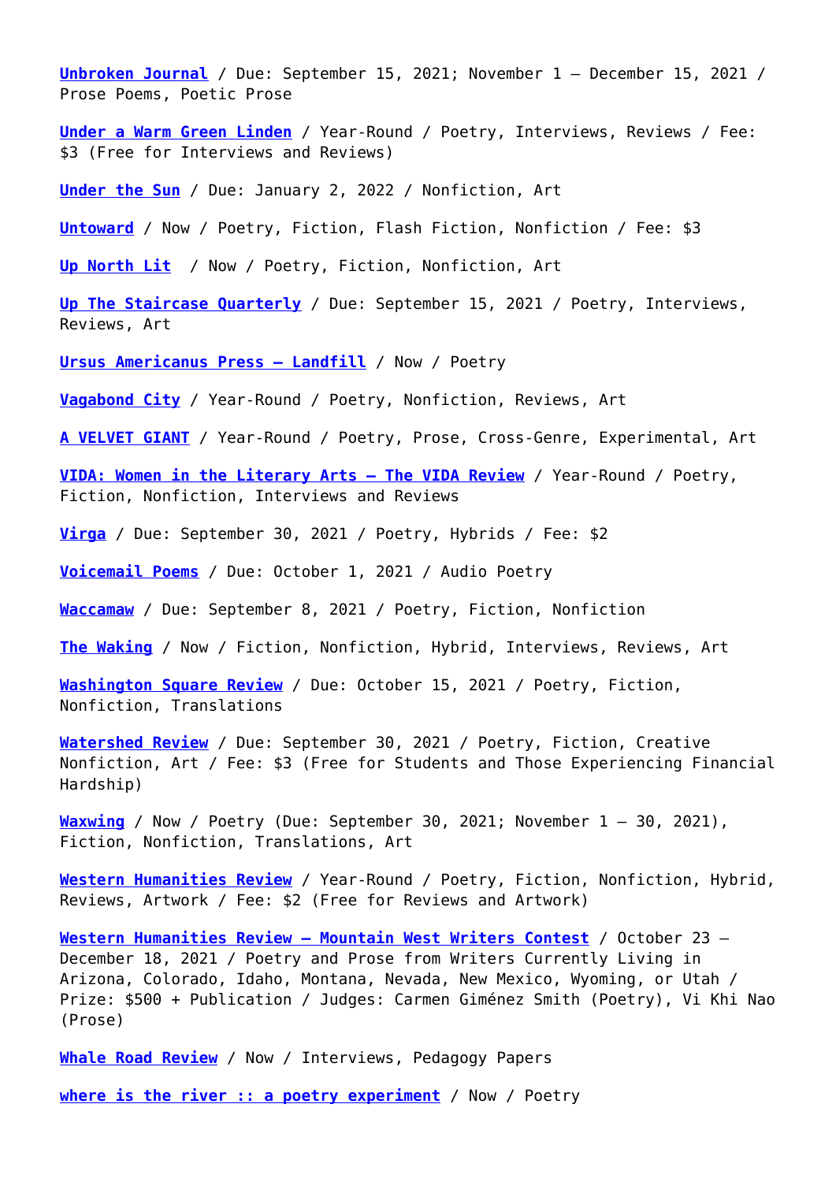**Unbroken Journal** / Due: September 15, 2021; November 1 – December 15, 2021 / Prose Poems, Poetic Prose

**Under a Warm Green Linden** / Year-Round / Poetry, Interviews, Reviews / Fee: $3 (Free for Interviews and Reviews)

**Under the Sun** / Due: January 2, 2022 / Nonfiction, Art

**Untoward** / Now / Poetry, Fiction, Flash Fiction, Nonfiction / Fee: $3

**Up North Lit** / Now / Poetry, Fiction, Nonfiction, Art

**Up The Staircase Quarterly** / Due: September 15, 2021 / Poetry, Interviews, Reviews, Art

**Ursus Americanus Press – Landfill** / Now / Poetry

**Vagabond City** / Year-Round / Poetry, Nonfiction, Reviews, Art

**A VELVET GIANT** / Year-Round / Poetry, Prose, Cross-Genre, Experimental, Art

**VIDA: Women in the Literary Arts – The VIDA Review** / Year-Round / Poetry, Fiction, Nonfiction, Interviews and Reviews

**Virga** / Due: September 30, 2021 / Poetry, Hybrids / Fee: $2

**Voicemail Poems** / Due: October 1, 2021 / Audio Poetry

**Waccamaw** / Due: September 8, 2021 / Poetry, Fiction, Nonfiction

**The Waking** / Now / Fiction, Nonfiction, Hybrid, Interviews, Reviews, Art

**Washington Square Review** / Due: October 15, 2021 / Poetry, Fiction, Nonfiction, Translations

**Watershed Review** / Due: September 30, 2021 / Poetry, Fiction, Creative Nonfiction, Art / Fee: $3 (Free for Students and Those Experiencing Financial Hardship)

**Waxwing** / Now / Poetry (Due: September 30, 2021; November 1 – 30, 2021), Fiction, Nonfiction, Translations, Art

**Western Humanities Review** / Year-Round / Poetry, Fiction, Nonfiction, Hybrid, Reviews, Artwork / Fee: $2 (Free for Reviews and Artwork)

**Western Humanities Review – Mountain West Writers Contest** / October 23 – December 18, 2021 / Poetry and Prose from Writers Currently Living in Arizona, Colorado, Idaho, Montana, Nevada, New Mexico, Wyoming, or Utah / Prize: $500 + Publication / Judges: Carmen Giménez Smith (Poetry), Vi Khi Nao (Prose)

**Whale Road Review** / Now / Interviews, Pedagogy Papers

**where is the river :: a poetry experiment** / Now / Poetry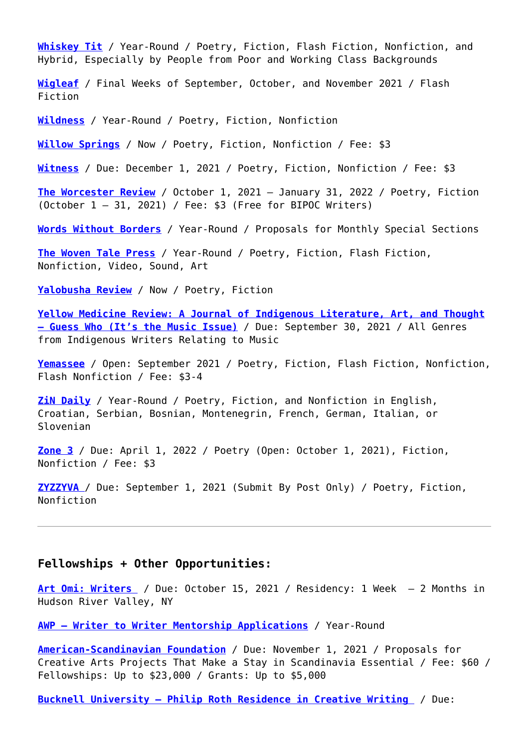**Whiskey Tit** / Year-Round / Poetry, Fiction, Flash Fiction, Nonfiction, and Hybrid, Especially by People from Poor and Working Class Backgrounds

**Wigleaf** / Final Weeks of September, October, and November 2021 / Flash Fiction

**Wildness** / Year-Round / Poetry, Fiction, Nonfiction

**Willow Springs** / Now / Poetry, Fiction, Nonfiction / Fee: $3

**Witness** / Due: December 1, 2021 / Poetry, Fiction, Nonfiction / Fee: $3

**The Worcester Review** / October 1, 2021 – January 31, 2022 / Poetry, Fiction (October 1 – 31, 2021) / Fee: $3 (Free for BIPOC Writers)

**Words Without Borders** / Year-Round / Proposals for Monthly Special Sections

**The Woven Tale Press** / Year-Round / Poetry, Fiction, Flash Fiction, Nonfiction, Video, Sound, Art

**Yalobusha Review** / Now / Poetry, Fiction

**Yellow Medicine Review: A Journal of Indigenous Literature, Art, and Thought – Guess Who (It's the Music Issue)** / Due: September 30, 2021 / All Genres from Indigenous Writers Relating to Music

**Yemassee** / Open: September 2021 / Poetry, Fiction, Flash Fiction, Nonfiction, Flash Nonfiction / Fee: $3-4

**ZiN Daily** / Year-Round / Poetry, Fiction, and Nonfiction in English, Croatian, Serbian, Bosnian, Montenegrin, French, German, Italian, or Slovenian

**Zone 3** / Due: April 1, 2022 / Poetry (Open: October 1, 2021), Fiction, Nonfiction / Fee: $3

**ZYZZYVA** / Due: September 1, 2021 (Submit By Post Only) / Poetry, Fiction, Nonfiction

---

## Fellowships + Other Opportunities:

**Art Omi: Writers** / Due: October 15, 2021 / Residency: 1 Week – 2 Months in Hudson River Valley, NY

**AWP – Writer to Writer Mentorship Applications** / Year-Round

**American-Scandinavian Foundation** / Due: November 1, 2021 / Proposals for Creative Arts Projects That Make a Stay in Scandinavia Essential / Fee: $60 / Fellowships: Up to $23,000 / Grants: Up to $5,000

**Bucknell University – Philip Roth Residence in Creative Writing** / Due: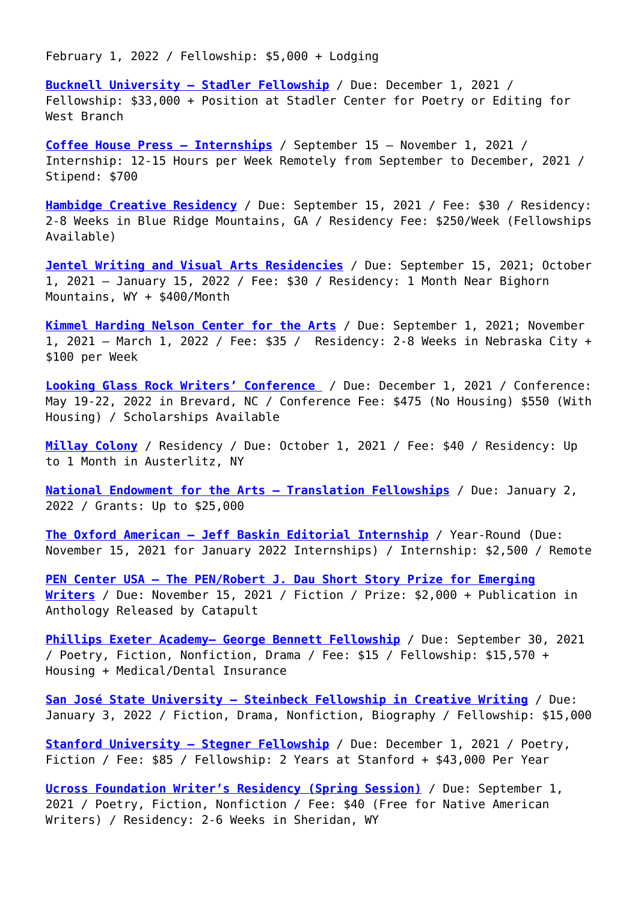February 1, 2022 / Fellowship: $5,000 + Lodging

**Bucknell University – Stadler Fellowship** / Due: December 1, 2021 / Fellowship: $33,000 + Position at Stadler Center for Poetry or Editing for West Branch

**Coffee House Press – Internships** / September 15 – November 1, 2021 / Internship: 12-15 Hours per Week Remotely from September to December, 2021 / Stipend: $700

**Hambidge Creative Residency** / Due: September 15, 2021 / Fee: $30 / Residency: 2-8 Weeks in Blue Ridge Mountains, GA / Residency Fee: $250/Week (Fellowships Available)

**Jentel Writing and Visual Arts Residencies** / Due: September 15, 2021; October 1, 2021 – January 15, 2022 / Fee: $30 / Residency: 1 Month Near Bighorn Mountains, WY + $400/Month

**Kimmel Harding Nelson Center for the Arts** / Due: September 1, 2021; November 1, 2021 – March 1, 2022 / Fee: $35 / Residency: 2-8 Weeks in Nebraska City + $100 per Week

**Looking Glass Rock Writers' Conference** / Due: December 1, 2021 / Conference: May 19-22, 2022 in Brevard, NC / Conference Fee: $475 (No Housing) $550 (With Housing) / Scholarships Available

**Millay Colony** / Residency / Due: October 1, 2021 / Fee: $40 / Residency: Up to 1 Month in Austerlitz, NY

**National Endowment for the Arts – Translation Fellowships** / Due: January 2, 2022 / Grants: Up to $25,000

**The Oxford American – Jeff Baskin Editorial Internship** / Year-Round (Due: November 15, 2021 for January 2022 Internships) / Internship: $2,500 / Remote

**PEN Center USA – The PEN/Robert J. Dau Short Story Prize for Emerging Writers** / Due: November 15, 2021 / Fiction / Prize: $2,000 + Publication in Anthology Released by Catapult

**Phillips Exeter Academy– George Bennett Fellowship** / Due: September 30, 2021 / Poetry, Fiction, Nonfiction, Drama / Fee: $15 / Fellowship: $15,570 + Housing + Medical/Dental Insurance

**San José State University – Steinbeck Fellowship in Creative Writing** / Due: January 3, 2022 / Fiction, Drama, Nonfiction, Biography / Fellowship: $15,000

**Stanford University – Stegner Fellowship** / Due: December 1, 2021 / Poetry, Fiction / Fee: $85 / Fellowship: 2 Years at Stanford + $43,000 Per Year

**Ucross Foundation Writer's Residency (Spring Session)** / Due: September 1, 2021 / Poetry, Fiction, Nonfiction / Fee: $40 (Free for Native American Writers) / Residency: 2-6 Weeks in Sheridan, WY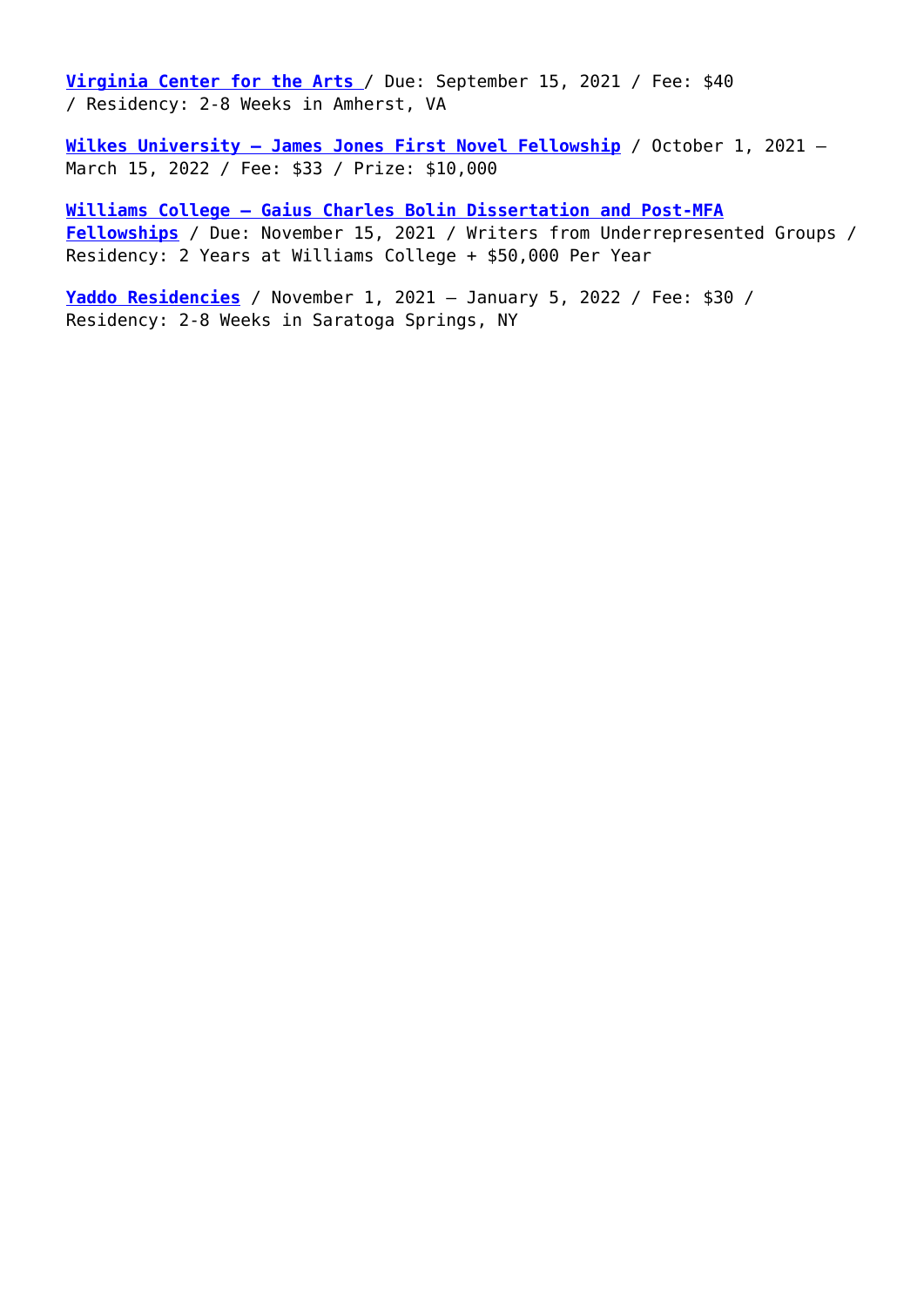**Virginia Center for the Arts** / Due: September 15, 2021 / Fee: $40 / Residency: 2-8 Weeks in Amherst, VA

**Wilkes University – James Jones First Novel Fellowship** / October 1, 2021 – March 15, 2022 / Fee: $33 / Prize: $10,000

**Williams College – Gaius Charles Bolin Dissertation and Post-MFA Fellowships** / Due: November 15, 2021 / Writers from Underrepresented Groups / Residency: 2 Years at Williams College + $50,000 Per Year

**Yaddo Residencies** / November 1, 2021 – January 5, 2022 / Fee: $30 / Residency: 2-8 Weeks in Saratoga Springs, NY